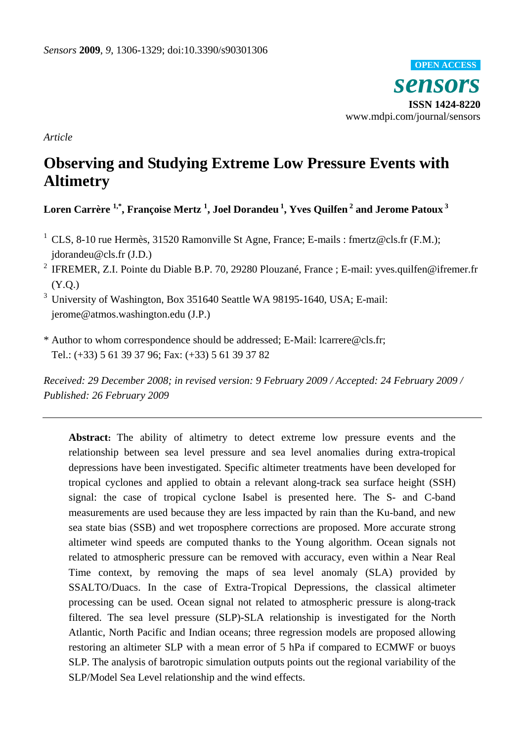*Article*

# Observing and Studying Extreme Low Pressure Events with Altimetry

**Loren Carrère [1,*], Françoise Mertz [1], Joel Dorandeu [1], Yves Quilfen [2] and Jerome Patoux [3]**

[1] CLS, 8-10 rue Hermès, 31520 Ramonville St Agne, France; E-mails : fmertz@cls.fr (F.M.); jdorandeu@cls.fr (J.D.)

[2] IFREMER, Z.I. Pointe du Diable B.P. 70, 29280 Plouzané, France ; E-mail: yves.quilfen@ifremer.fr (Y.Q.)

[3] University of Washington, Box 351640 Seattle WA 98195-1640, USA; E-mail: jerome@atmos.washington.edu (J.P.)

\* Author to whom correspondence should be addressed; E-Mail: lcarrere@cls.fr; Tel.: (+33) 5 61 39 37 96; Fax: (+33) 5 61 39 37 82

*Received: 29 December 2008; in revised version: 9 February 2009 / Accepted: 24 February 2009 / Published: 26 February 2009*

---

**Abstract:** The ability of altimetry to detect extreme low pressure events and the relationship between sea level pressure and sea level anomalies during extra-tropical depressions have been investigated. Specific altimeter treatments have been developed for tropical cyclones and applied to obtain a relevant along-track sea surface height (SSH) signal: the case of tropical cyclone Isabel is presented here. The S- and C-band measurements are used because they are less impacted by rain than the Ku-band, and new sea state bias (SSB) and wet troposphere corrections are proposed. More accurate strong altimeter wind speeds are computed thanks to the Young algorithm. Ocean signals not related to atmospheric pressure can be removed with accuracy, even within a Near Real Time context, by removing the maps of sea level anomaly (SLA) provided by SSALTO/Duacs. In the case of Extra-Tropical Depressions, the classical altimeter processing can be used. Ocean signal not related to atmospheric pressure is along-track filtered. The sea level pressure (SLP)-SLA relationship is investigated for the North Atlantic, North Pacific and Indian oceans; three regression models are proposed allowing restoring an altimeter SLP with a mean error of 5 hPa if compared to ECMWF or buoys SLP. The analysis of barotropic simulation outputs points out the regional variability of the SLP/Model Sea Level relationship and the wind effects.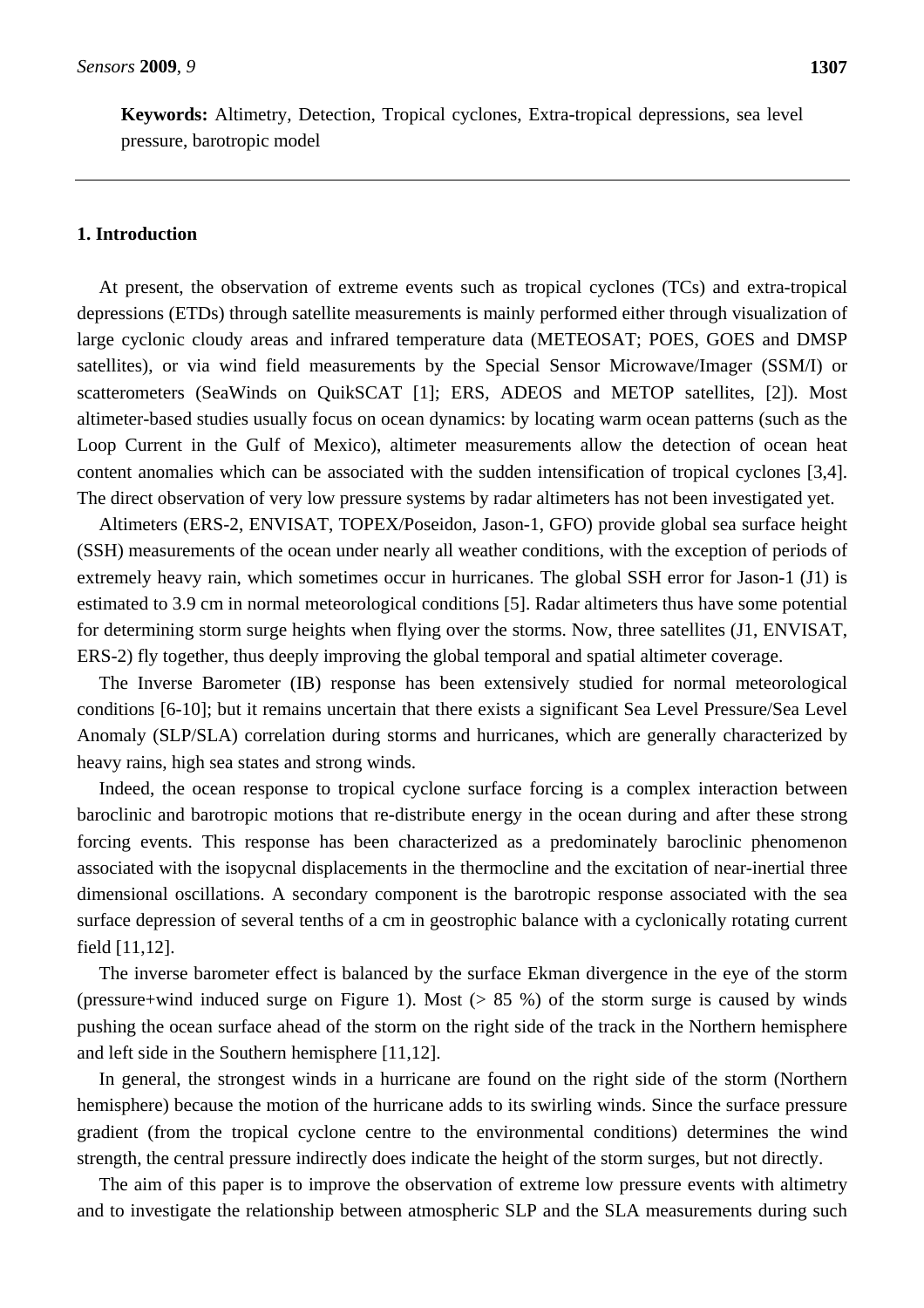**Keywords:** Altimetry, Detection, Tropical cyclones, Extra-tropical depressions, sea level pressure, barotropic model

## 1. Introduction

At present, the observation of extreme events such as tropical cyclones (TCs) and extra-tropical depressions (ETDs) through satellite measurements is mainly performed either through visualization of large cyclonic cloudy areas and infrared temperature data (METEOSAT; POES, GOES and DMSP satellites), or via wind field measurements by the Special Sensor Microwave/Imager (SSM/I) or scatterometers (SeaWinds on QuikSCAT [1]; ERS, ADEOS and METOP satellites, [2]). Most altimeter-based studies usually focus on ocean dynamics: by locating warm ocean patterns (such as the Loop Current in the Gulf of Mexico), altimeter measurements allow the detection of ocean heat content anomalies which can be associated with the sudden intensification of tropical cyclones [3,4]. The direct observation of very low pressure systems by radar altimeters has not been investigated yet.

Altimeters (ERS-2, ENVISAT, TOPEX/Poseidon, Jason-1, GFO) provide global sea surface height (SSH) measurements of the ocean under nearly all weather conditions, with the exception of periods of extremely heavy rain, which sometimes occur in hurricanes. The global SSH error for Jason-1 (J1) is estimated to 3.9 cm in normal meteorological conditions [5]. Radar altimeters thus have some potential for determining storm surge heights when flying over the storms. Now, three satellites (J1, ENVISAT, ERS-2) fly together, thus deeply improving the global temporal and spatial altimeter coverage.

The Inverse Barometer (IB) response has been extensively studied for normal meteorological conditions [6-10]; but it remains uncertain that there exists a significant Sea Level Pressure/Sea Level Anomaly (SLP/SLA) correlation during storms and hurricanes, which are generally characterized by heavy rains, high sea states and strong winds.

Indeed, the ocean response to tropical cyclone surface forcing is a complex interaction between baroclinic and barotropic motions that re-distribute energy in the ocean during and after these strong forcing events. This response has been characterized as a predominately baroclinic phenomenon associated with the isopycnal displacements in the thermocline and the excitation of near-inertial three dimensional oscillations. A secondary component is the barotropic response associated with the sea surface depression of several tenths of a cm in geostrophic balance with a cyclonically rotating current field [11,12].

The inverse barometer effect is balanced by the surface Ekman divergence in the eye of the storm (pressure+wind induced surge on Figure 1). Most (> 85 %) of the storm surge is caused by winds pushing the ocean surface ahead of the storm on the right side of the track in the Northern hemisphere and left side in the Southern hemisphere [11,12].

In general, the strongest winds in a hurricane are found on the right side of the storm (Northern hemisphere) because the motion of the hurricane adds to its swirling winds. Since the surface pressure gradient (from the tropical cyclone centre to the environmental conditions) determines the wind strength, the central pressure indirectly does indicate the height of the storm surges, but not directly.

The aim of this paper is to improve the observation of extreme low pressure events with altimetry and to investigate the relationship between atmospheric SLP and the SLA measurements during such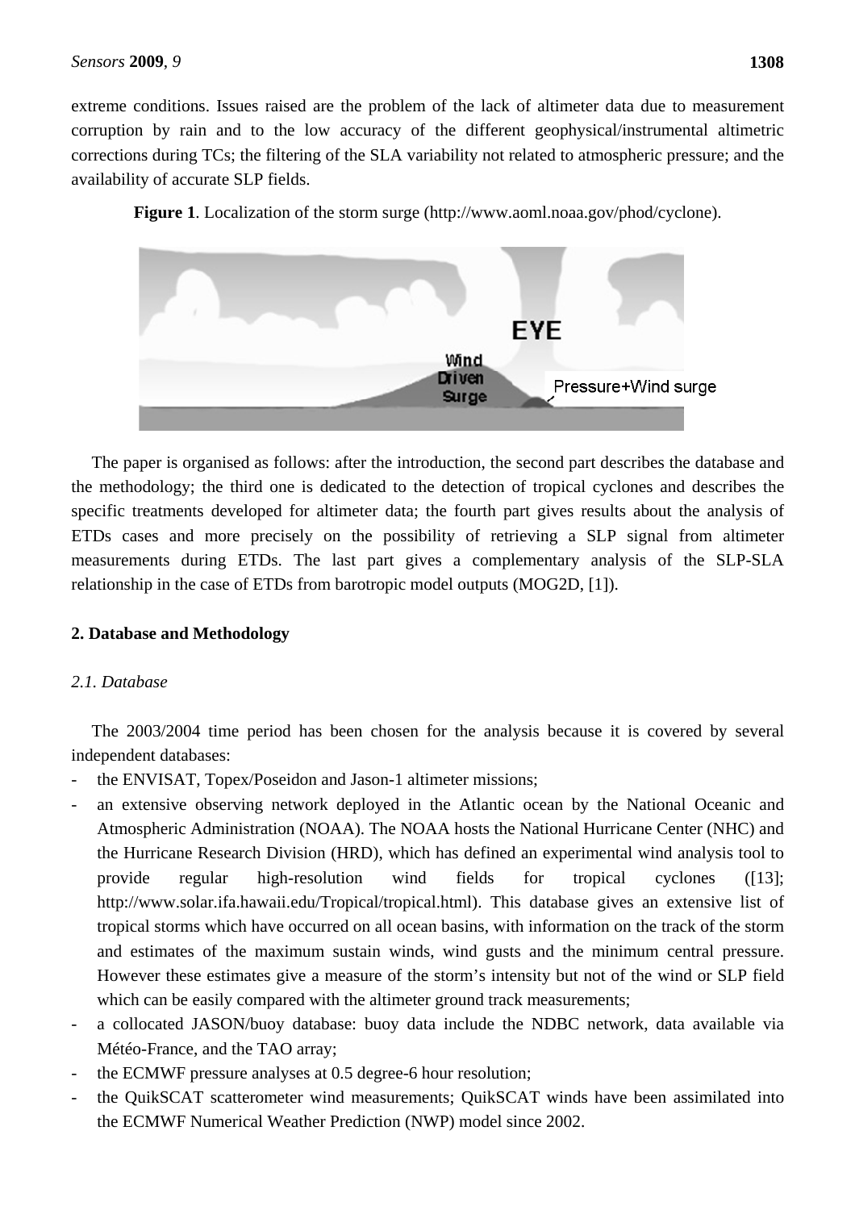extreme conditions. Issues raised are the problem of the lack of altimeter data due to measurement corruption by rain and to the low accuracy of the different geophysical/instrumental altimetric corrections during TCs; the filtering of the SLA variability not related to atmospheric pressure; and the availability of accurate SLP fields.

**Figure 1**. Localization of the storm surge (http://www.aoml.noaa.gov/phod/cyclone).

The paper is organised as follows: after the introduction, the second part describes the database and the methodology; the third one is dedicated to the detection of tropical cyclones and describes the specific treatments developed for altimeter data; the fourth part gives results about the analysis of ETDs cases and more precisely on the possibility of retrieving a SLP signal from altimeter measurements during ETDs. The last part gives a complementary analysis of the SLP-SLA relationship in the case of ETDs from barotropic model outputs (MOG2D, [1]).

## 2. Database and Methodology

### *2.1. Database*

The 2003/2004 time period has been chosen for the analysis because it is covered by several independent databases:

- the ENVISAT, Topex/Poseidon and Jason-1 altimeter missions;
- an extensive observing network deployed in the Atlantic ocean by the National Oceanic and Atmospheric Administration (NOAA). The NOAA hosts the National Hurricane Center (NHC) and the Hurricane Research Division (HRD), which has defined an experimental wind analysis tool to provide regular high-resolution wind fields for tropical cyclones ([13]; http://www.solar.ifa.hawaii.edu/Tropical/tropical.html). This database gives an extensive list of tropical storms which have occurred on all ocean basins, with information on the track of the storm and estimates of the maximum sustain winds, wind gusts and the minimum central pressure. However these estimates give a measure of the storm's intensity but not of the wind or SLP field which can be easily compared with the altimeter ground track measurements;
- a collocated JASON/buoy database: buoy data include the NDBC network, data available via Météo-France, and the TAO array;
- the ECMWF pressure analyses at 0.5 degree-6 hour resolution;
- the QuikSCAT scatterometer wind measurements; QuikSCAT winds have been assimilated into the ECMWF Numerical Weather Prediction (NWP) model since 2002.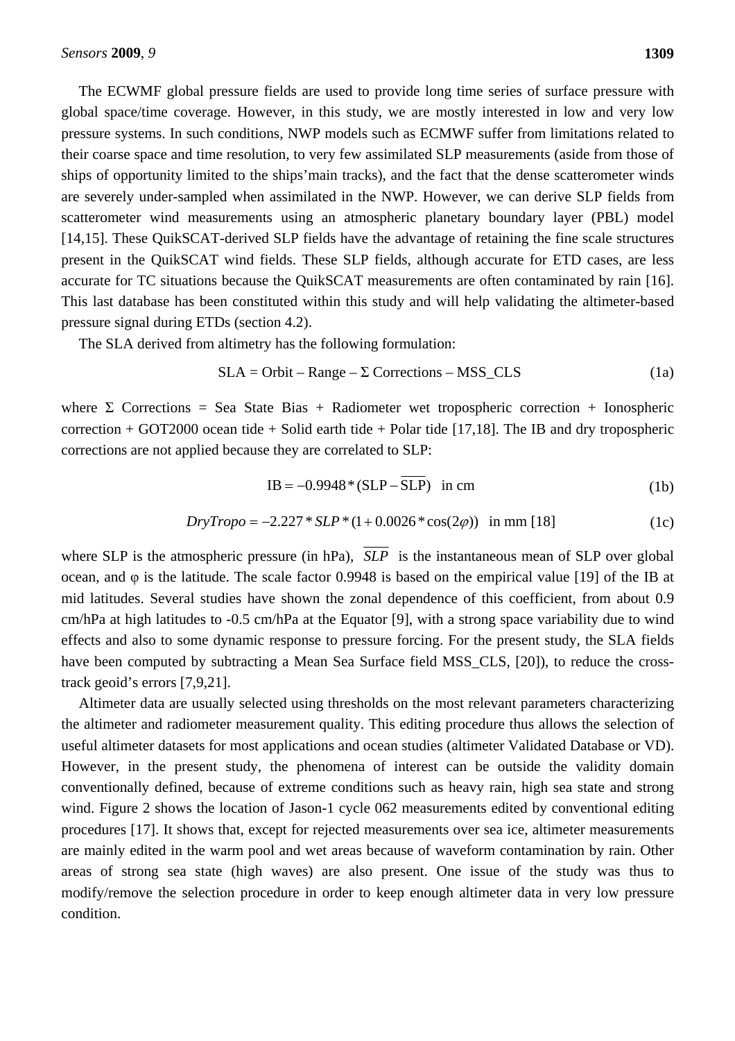The ECWMF global pressure fields are used to provide long time series of surface pressure with global space/time coverage. However, in this study, we are mostly interested in low and very low pressure systems. In such conditions, NWP models such as ECMWF suffer from limitations related to their coarse space and time resolution, to very few assimilated SLP measurements (aside from those of ships of opportunity limited to the ships'main tracks), and the fact that the dense scatterometer winds are severely under-sampled when assimilated in the NWP. However, we can derive SLP fields from scatterometer wind measurements using an atmospheric planetary boundary layer (PBL) model [14,15]. These QuikSCAT-derived SLP fields have the advantage of retaining the fine scale structures present in the QuikSCAT wind fields. These SLP fields, although accurate for ETD cases, are less accurate for TC situations because the QuikSCAT measurements are often contaminated by rain [16]. This last database has been constituted within this study and will help validating the altimeter-based pressure signal during ETDs (section 4.2).

The SLA derived from altimetry has the following formulation:

$$\text{SLA} = \text{Orbit} - \text{Range} - \Sigma\ \text{Corrections} - \text{MSS\_CLS} \tag{1a}$$

where Σ Corrections = Sea State Bias + Radiometer wet tropospheric correction + Ionospheric correction + GOT2000 ocean tide + Solid earth tide + Polar tide [17,18]. The IB and dry tropospheric corrections are not applied because they are correlated to SLP:

$$\text{IB} = -0.9948 * (\text{SLP} - \overline{\text{SLP}}) \quad \text{in cm} \tag{1b}$$

$$DryTropo = -2.227 * SLP * (1 + 0.0026 * \cos(2\varphi)) \quad \text{in mm [18]} \tag{1c}$$

where SLP is the atmospheric pressure (in hPa), $\overline{SLP}$ is the instantaneous mean of SLP over global ocean, and φ is the latitude. The scale factor 0.9948 is based on the empirical value [19] of the IB at mid latitudes. Several studies have shown the zonal dependence of this coefficient, from about 0.9 cm/hPa at high latitudes to -0.5 cm/hPa at the Equator [9], with a strong space variability due to wind effects and also to some dynamic response to pressure forcing. For the present study, the SLA fields have been computed by subtracting a Mean Sea Surface field MSS_CLS, [20]), to reduce the cross-track geoid's errors [7,9,21].

Altimeter data are usually selected using thresholds on the most relevant parameters characterizing the altimeter and radiometer measurement quality. This editing procedure thus allows the selection of useful altimeter datasets for most applications and ocean studies (altimeter Validated Database or VD). However, in the present study, the phenomena of interest can be outside the validity domain conventionally defined, because of extreme conditions such as heavy rain, high sea state and strong wind. Figure 2 shows the location of Jason-1 cycle 062 measurements edited by conventional editing procedures [17]. It shows that, except for rejected measurements over sea ice, altimeter measurements are mainly edited in the warm pool and wet areas because of waveform contamination by rain. Other areas of strong sea state (high waves) are also present. One issue of the study was thus to modify/remove the selection procedure in order to keep enough altimeter data in very low pressure condition.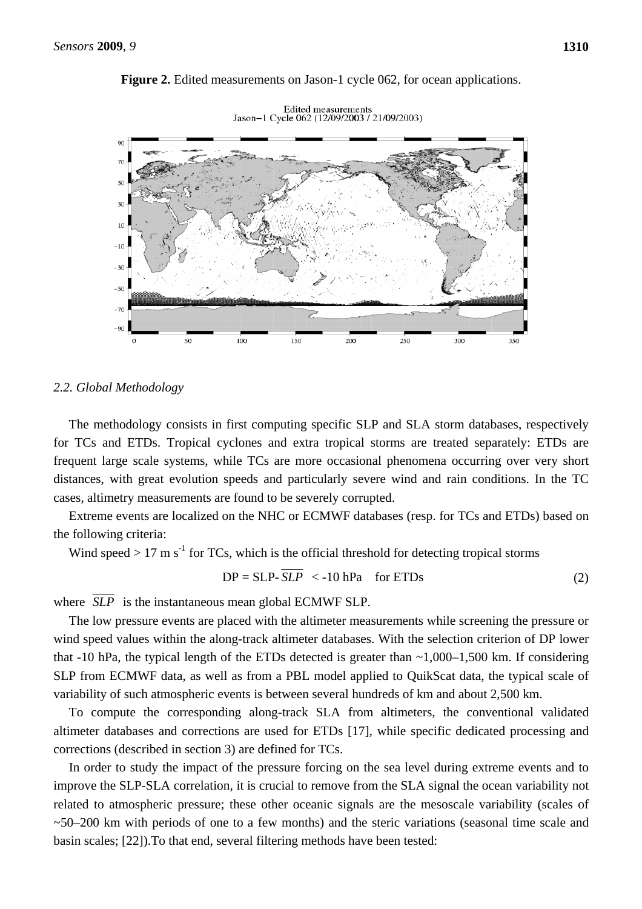**Figure 2.** Edited measurements on Jason-1 cycle 062, for ocean applications.

*2.2. Global Methodology*

The methodology consists in first computing specific SLP and SLA storm databases, respectively for TCs and ETDs. Tropical cyclones and extra tropical storms are treated separately: ETDs are frequent large scale systems, while TCs are more occasional phenomena occurring over very short distances, with great evolution speeds and particularly severe wind and rain conditions. In the TC cases, altimetry measurements are found to be severely corrupted.

Extreme events are localized on the NHC or ECMWF databases (resp. for TCs and ETDs) based on the following criteria:

Wind speed > 17 m $s^{-1}$ for TCs, which is the official threshold for detecting tropical storms

$$\mathrm{DP} = \mathrm{SLP} - \overline{SLP} < -10 \text{ hPa} \quad \text{for ETDs} \tag{2}$$

where $\overline{SLP}$ is the instantaneous mean global ECMWF SLP.

The low pressure events are placed with the altimeter measurements while screening the pressure or wind speed values within the along-track altimeter databases. With the selection criterion of DP lower that -10 hPa, the typical length of the ETDs detected is greater than ~1,000–1,500 km. If considering SLP from ECMWF data, as well as from a PBL model applied to QuikScat data, the typical scale of variability of such atmospheric events is between several hundreds of km and about 2,500 km.

To compute the corresponding along-track SLA from altimeters, the conventional validated altimeter databases and corrections are used for ETDs [17], while specific dedicated processing and corrections (described in section 3) are defined for TCs.

In order to study the impact of the pressure forcing on the sea level during extreme events and to improve the SLP-SLA correlation, it is crucial to remove from the SLA signal the ocean variability not related to atmospheric pressure; these other oceanic signals are the mesoscale variability (scales of ~50–200 km with periods of one to a few months) and the steric variations (seasonal time scale and basin scales; [22]).To that end, several filtering methods have been tested: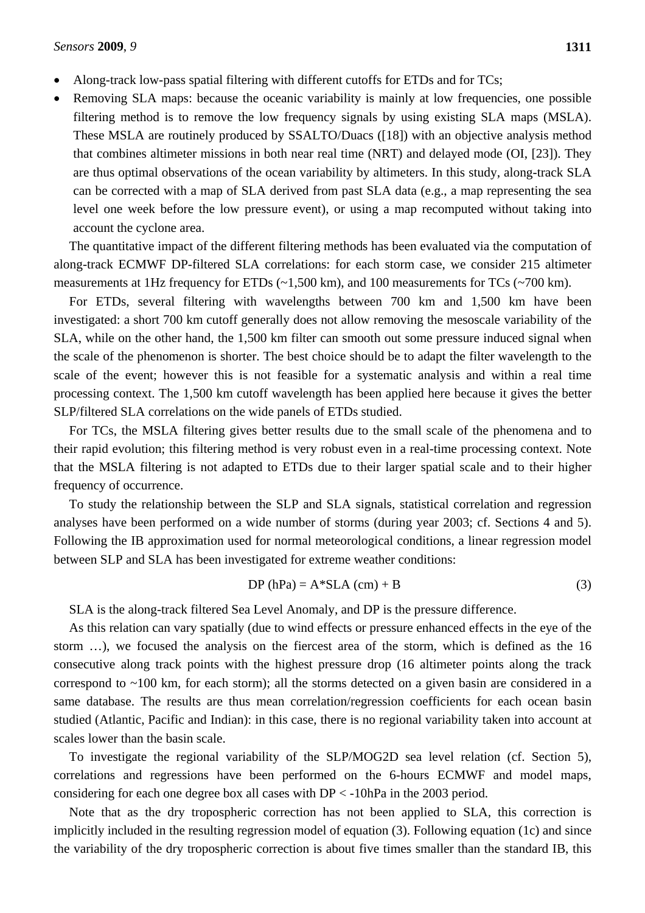- Along-track low-pass spatial filtering with different cutoffs for ETDs and for TCs;
- Removing SLA maps: because the oceanic variability is mainly at low frequencies, one possible filtering method is to remove the low frequency signals by using existing SLA maps (MSLA). These MSLA are routinely produced by SSALTO/Duacs ([18]) with an objective analysis method that combines altimeter missions in both near real time (NRT) and delayed mode (OI, [23]). They are thus optimal observations of the ocean variability by altimeters. In this study, along-track SLA can be corrected with a map of SLA derived from past SLA data (e.g., a map representing the sea level one week before the low pressure event), or using a map recomputed without taking into account the cyclone area.

The quantitative impact of the different filtering methods has been evaluated via the computation of along-track ECMWF DP-filtered SLA correlations: for each storm case, we consider 215 altimeter measurements at 1Hz frequency for ETDs (~1,500 km), and 100 measurements for TCs (~700 km).

For ETDs, several filtering with wavelengths between 700 km and 1,500 km have been investigated: a short 700 km cutoff generally does not allow removing the mesoscale variability of the SLA, while on the other hand, the 1,500 km filter can smooth out some pressure induced signal when the scale of the phenomenon is shorter. The best choice should be to adapt the filter wavelength to the scale of the event; however this is not feasible for a systematic analysis and within a real time processing context. The 1,500 km cutoff wavelength has been applied here because it gives the better SLP/filtered SLA correlations on the wide panels of ETDs studied.

For TCs, the MSLA filtering gives better results due to the small scale of the phenomena and to their rapid evolution; this filtering method is very robust even in a real-time processing context. Note that the MSLA filtering is not adapted to ETDs due to their larger spatial scale and to their higher frequency of occurrence.

To study the relationship between the SLP and SLA signals, statistical correlation and regression analyses have been performed on a wide number of storms (during year 2003; cf. Sections 4 and 5). Following the IB approximation used for normal meteorological conditions, a linear regression model between SLP and SLA has been investigated for extreme weather conditions:

$$DP\ (\text{hPa}) = A*SLA\ (\text{cm}) + B \tag{3}$$

SLA is the along-track filtered Sea Level Anomaly, and DP is the pressure difference.

As this relation can vary spatially (due to wind effects or pressure enhanced effects in the eye of the storm …), we focused the analysis on the fiercest area of the storm, which is defined as the 16 consecutive along track points with the highest pressure drop (16 altimeter points along the track correspond to ~100 km, for each storm); all the storms detected on a given basin are considered in a same database. The results are thus mean correlation/regression coefficients for each ocean basin studied (Atlantic, Pacific and Indian): in this case, there is no regional variability taken into account at scales lower than the basin scale.

To investigate the regional variability of the SLP/MOG2D sea level relation (cf. Section 5), correlations and regressions have been performed on the 6-hours ECMWF and model maps, considering for each one degree box all cases with DP < -10hPa in the 2003 period.

Note that as the dry tropospheric correction has not been applied to SLA, this correction is implicitly included in the resulting regression model of equation (3). Following equation (1c) and since the variability of the dry tropospheric correction is about five times smaller than the standard IB, this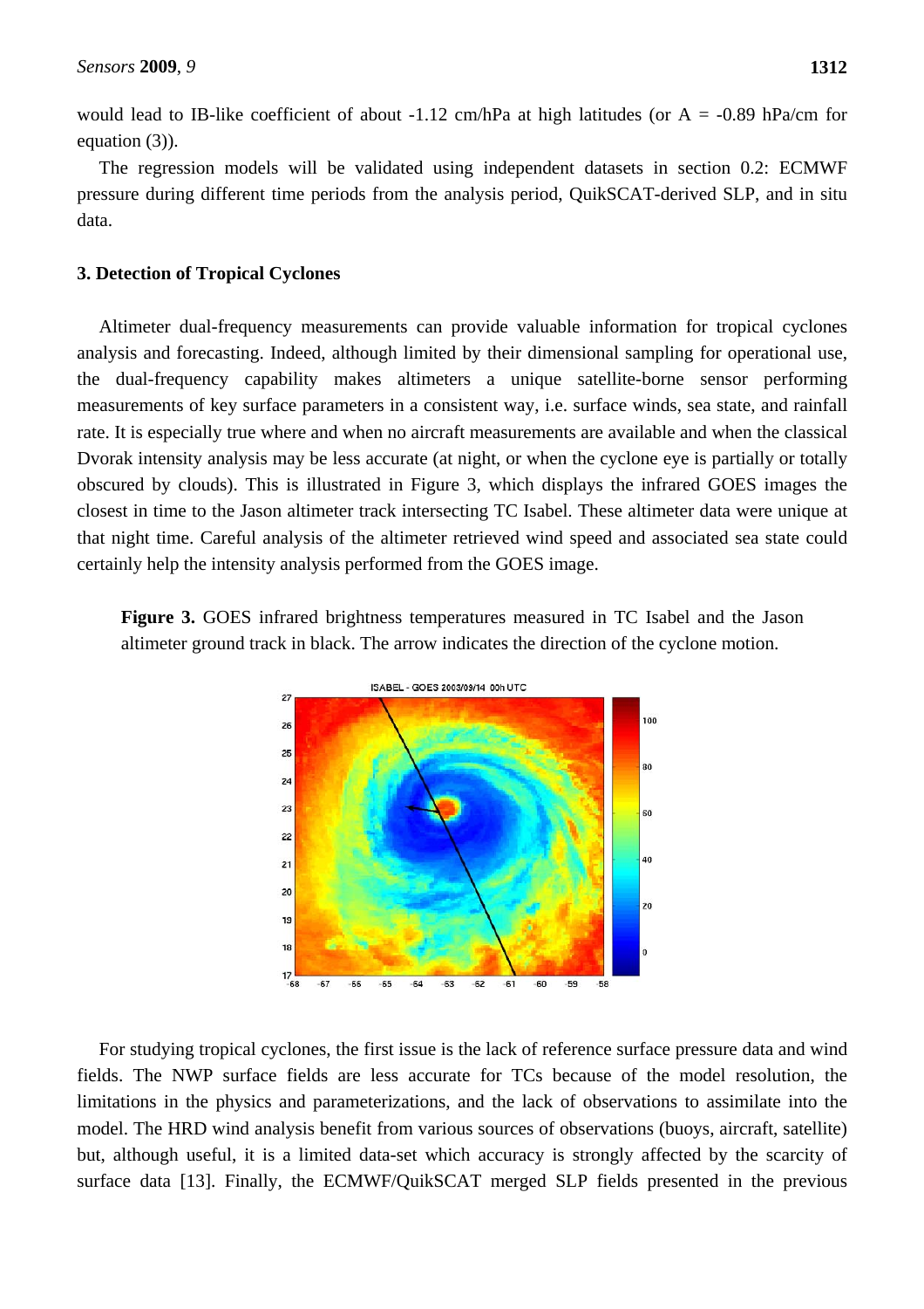would lead to IB-like coefficient of about -1.12 cm/hPa at high latitudes (or A = -0.89 hPa/cm for equation (3)).

The regression models will be validated using independent datasets in section 0.2: ECMWF pressure during different time periods from the analysis period, QuikSCAT-derived SLP, and in situ data.

## 3. Detection of Tropical Cyclones

Altimeter dual-frequency measurements can provide valuable information for tropical cyclones analysis and forecasting. Indeed, although limited by their dimensional sampling for operational use, the dual-frequency capability makes altimeters a unique satellite-borne sensor performing measurements of key surface parameters in a consistent way, i.e. surface winds, sea state, and rainfall rate. It is especially true where and when no aircraft measurements are available and when the classical Dvorak intensity analysis may be less accurate (at night, or when the cyclone eye is partially or totally obscured by clouds). This is illustrated in Figure 3, which displays the infrared GOES images the closest in time to the Jason altimeter track intersecting TC Isabel. These altimeter data were unique at that night time. Careful analysis of the altimeter retrieved wind speed and associated sea state could certainly help the intensity analysis performed from the GOES image.

**Figure 3.** GOES infrared brightness temperatures measured in TC Isabel and the Jason altimeter ground track in black. The arrow indicates the direction of the cyclone motion.

For studying tropical cyclones, the first issue is the lack of reference surface pressure data and wind fields. The NWP surface fields are less accurate for TCs because of the model resolution, the limitations in the physics and parameterizations, and the lack of observations to assimilate into the model. The HRD wind analysis benefit from various sources of observations (buoys, aircraft, satellite) but, although useful, it is a limited data-set which accuracy is strongly affected by the scarcity of surface data [13]. Finally, the ECMWF/QuikSCAT merged SLP fields presented in the previous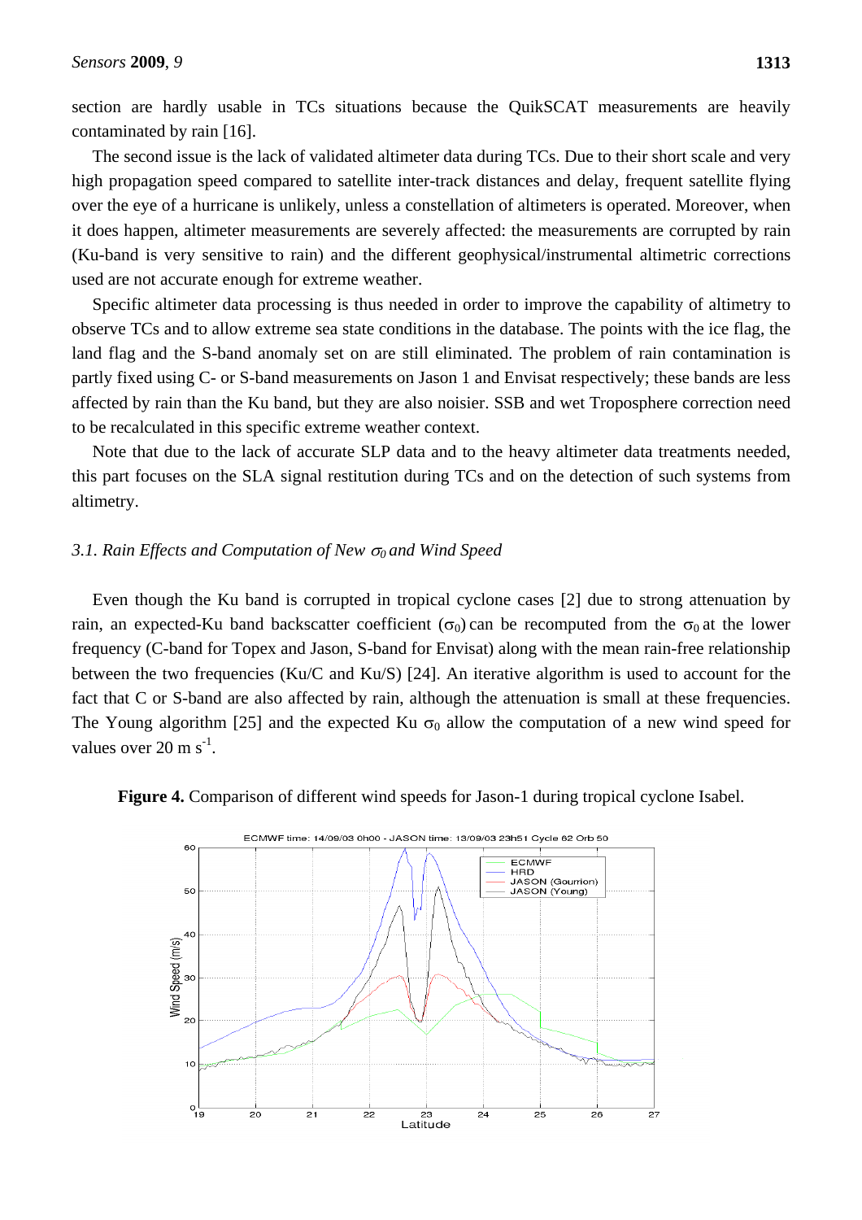section are hardly usable in TCs situations because the QuikSCAT measurements are heavily contaminated by rain [16].

The second issue is the lack of validated altimeter data during TCs. Due to their short scale and very high propagation speed compared to satellite inter-track distances and delay, frequent satellite flying over the eye of a hurricane is unlikely, unless a constellation of altimeters is operated. Moreover, when it does happen, altimeter measurements are severely affected: the measurements are corrupted by rain (Ku-band is very sensitive to rain) and the different geophysical/instrumental altimetric corrections used are not accurate enough for extreme weather.

Specific altimeter data processing is thus needed in order to improve the capability of altimetry to observe TCs and to allow extreme sea state conditions in the database. The points with the ice flag, the land flag and the S-band anomaly set on are still eliminated. The problem of rain contamination is partly fixed using C- or S-band measurements on Jason 1 and Envisat respectively; these bands are less affected by rain than the Ku band, but they are also noisier. SSB and wet Troposphere correction need to be recalculated in this specific extreme weather context.

Note that due to the lack of accurate SLP data and to the heavy altimeter data treatments needed, this part focuses on the SLA signal restitution during TCs and on the detection of such systems from altimetry.

### *3.1. Rain Effects and Computation of New $\sigma_0$ and Wind Speed*

Even though the Ku band is corrupted in tropical cyclone cases [2] due to strong attenuation by rain, an expected-Ku band backscatter coefficient ($\sigma_0$) can be recomputed from the $\sigma_0$ at the lower frequency (C-band for Topex and Jason, S-band for Envisat) along with the mean rain-free relationship between the two frequencies (Ku/C and Ku/S) [24]. An iterative algorithm is used to account for the fact that C or S-band are also affected by rain, although the attenuation is small at these frequencies. The Young algorithm [25] and the expected Ku $\sigma_0$ allow the computation of a new wind speed for values over 20 m s$^{-1}$.

**Figure 4.** Comparison of different wind speeds for Jason-1 during tropical cyclone Isabel.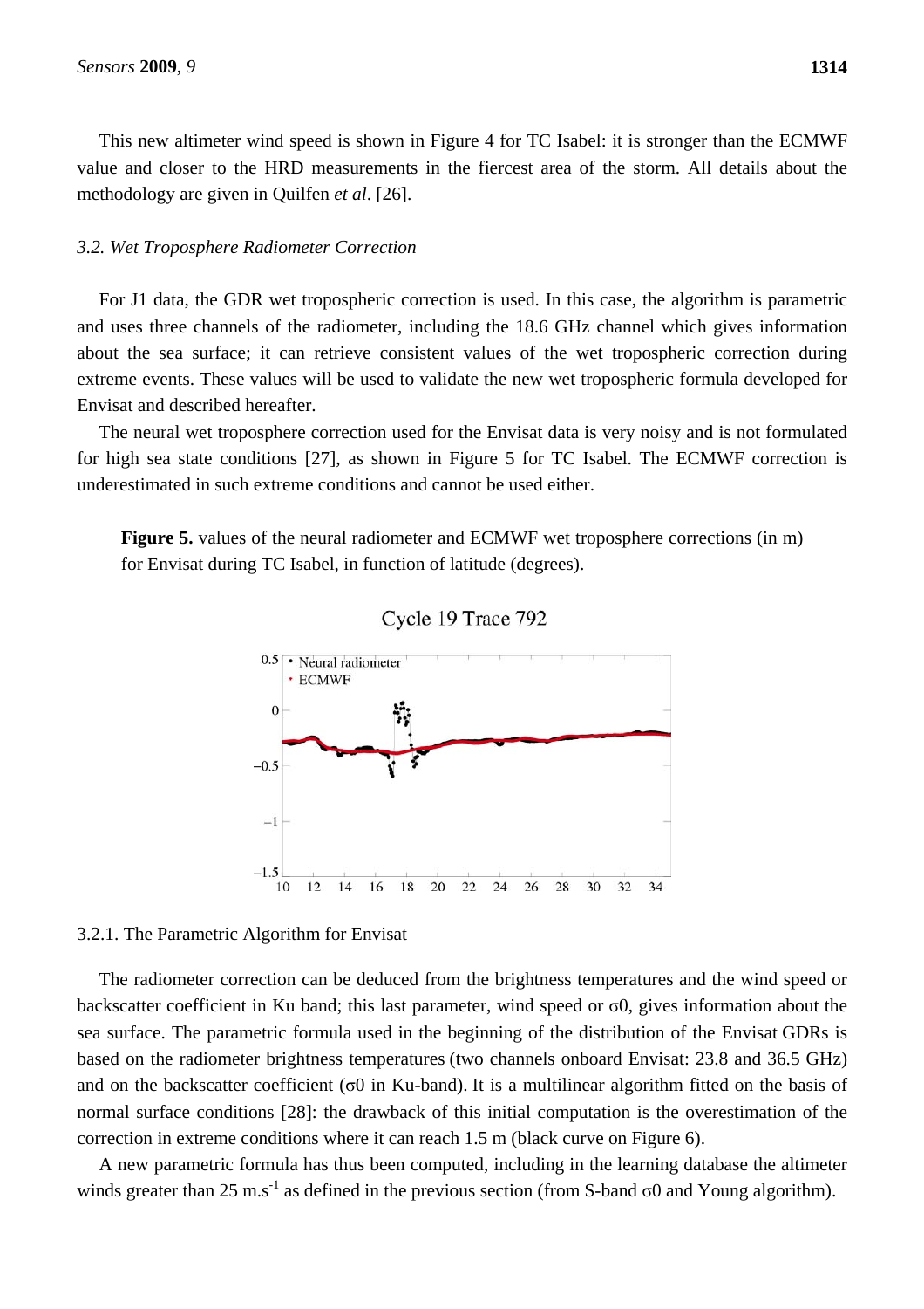This new altimeter wind speed is shown in Figure 4 for TC Isabel: it is stronger than the ECMWF value and closer to the HRD measurements in the fiercest area of the storm. All details about the methodology are given in Quilfen *et al*. [26].

### *3.2. Wet Troposphere Radiometer Correction*

For J1 data, the GDR wet tropospheric correction is used. In this case, the algorithm is parametric and uses three channels of the radiometer, including the 18.6 GHz channel which gives information about the sea surface; it can retrieve consistent values of the wet tropospheric correction during extreme events. These values will be used to validate the new wet tropospheric formula developed for Envisat and described hereafter.

The neural wet troposphere correction used for the Envisat data is very noisy and is not formulated for high sea state conditions [27], as shown in Figure 5 for TC Isabel. The ECMWF correction is underestimated in such extreme conditions and cannot be used either.

**Figure 5.** values of the neural radiometer and ECMWF wet troposphere corrections (in m) for Envisat during TC Isabel, in function of latitude (degrees).

#### 3.2.1. The Parametric Algorithm for Envisat

The radiometer correction can be deduced from the brightness temperatures and the wind speed or backscatter coefficient in Ku band; this last parameter, wind speed or σ0, gives information about the sea surface. The parametric formula used in the beginning of the distribution of the Envisat GDRs is based on the radiometer brightness temperatures (two channels onboard Envisat: 23.8 and 36.5 GHz) and on the backscatter coefficient (σ0 in Ku-band). It is a multilinear algorithm fitted on the basis of normal surface conditions [28]: the drawback of this initial computation is the overestimation of the correction in extreme conditions where it can reach 1.5 m (black curve on Figure 6).

A new parametric formula has thus been computed, including in the learning database the altimeter winds greater than 25 $m.s^{-1}$ as defined in the previous section (from S-band σ0 and Young algorithm).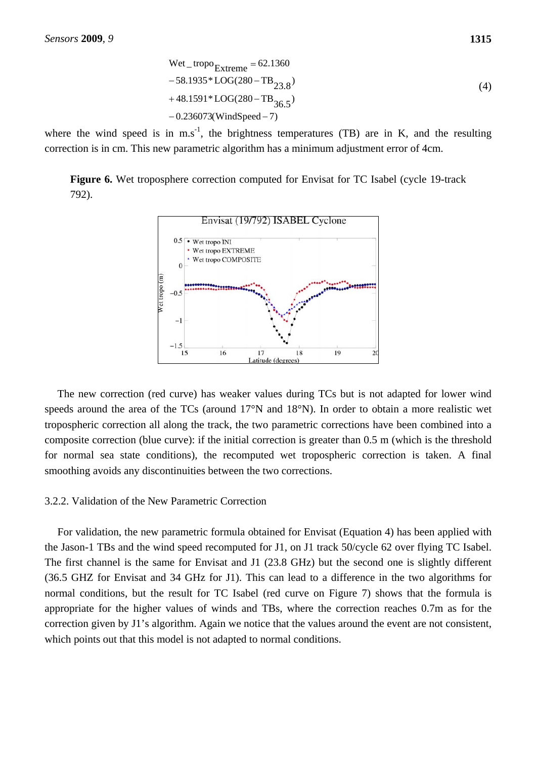$$
\begin{aligned}
&\mathrm{Wet\_tropo}_{\mathrm{Extreme}} = 62.1360 \\
&- 58.1935 * \mathrm{LOG}(280 - \mathrm{TB}_{23.8}) \\
&+ 48.1591 * \mathrm{LOG}(280 - \mathrm{TB}_{36.5}) \\
&- 0.236073(\mathrm{WindSpeed} - 7)
\end{aligned}
\tag{4}
$$

where the wind speed is in $m.s^{-1}$, the brightness temperatures (TB) are in K, and the resulting correction is in cm. This new parametric algorithm has a minimum adjustment error of 4cm.

**Figure 6.** Wet troposphere correction computed for Envisat for TC Isabel (cycle 19-track 792).

The new correction (red curve) has weaker values during TCs but is not adapted for lower wind speeds around the area of the TCs (around 17°N and 18°N). In order to obtain a more realistic wet tropospheric correction all along the track, the two parametric corrections have been combined into a composite correction (blue curve): if the initial correction is greater than 0.5 m (which is the threshold for normal sea state conditions), the recomputed wet tropospheric correction is taken. A final smoothing avoids any discontinuities between the two corrections.

### 3.2.2. Validation of the New Parametric Correction

For validation, the new parametric formula obtained for Envisat (Equation 4) has been applied with the Jason-1 TBs and the wind speed recomputed for J1, on J1 track 50/cycle 62 over flying TC Isabel. The first channel is the same for Envisat and J1 (23.8 GHz) but the second one is slightly different (36.5 GHZ for Envisat and 34 GHz for J1). This can lead to a difference in the two algorithms for normal conditions, but the result for TC Isabel (red curve on Figure 7) shows that the formula is appropriate for the higher values of winds and TBs, where the correction reaches 0.7m as for the correction given by J1's algorithm. Again we notice that the values around the event are not consistent, which points out that this model is not adapted to normal conditions.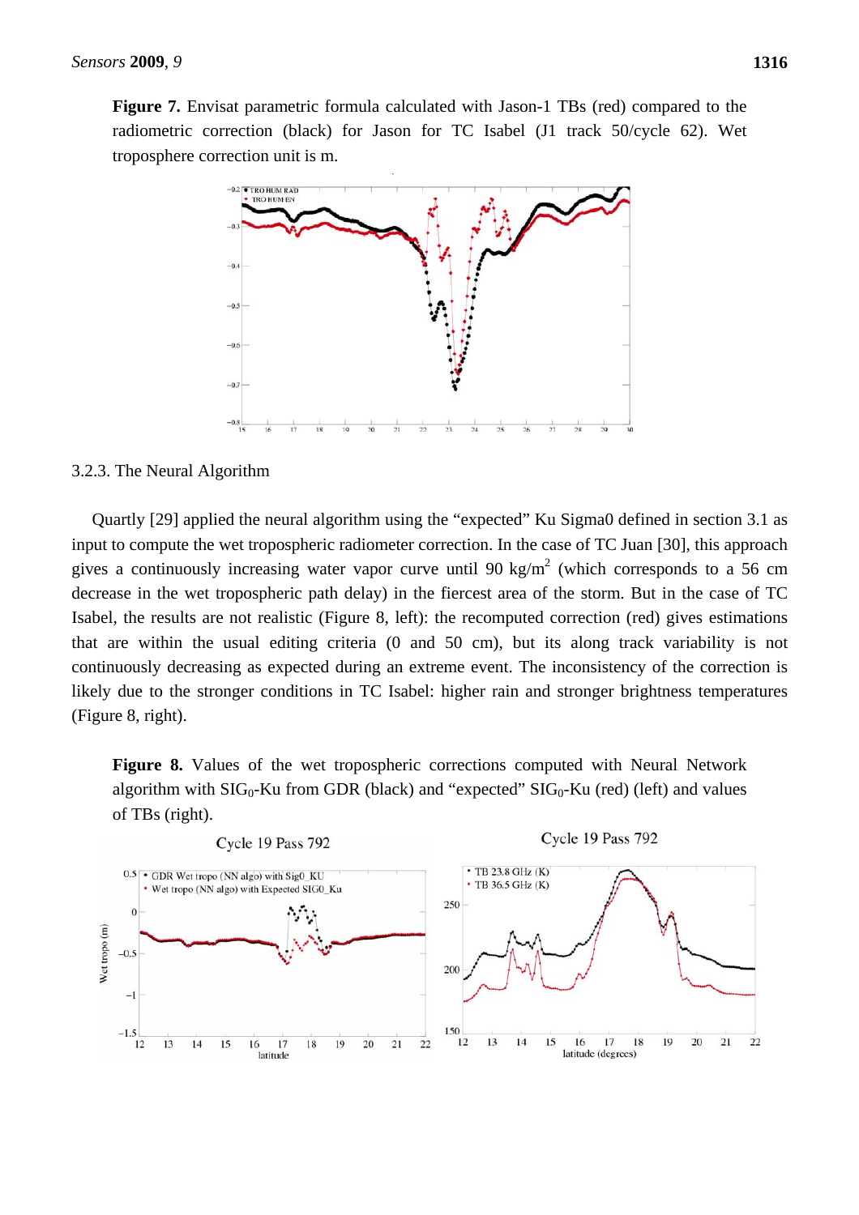**Figure 7.** Envisat parametric formula calculated with Jason-1 TBs (red) compared to the radiometric correction (black) for Jason for TC Isabel (J1 track 50/cycle 62). Wet troposphere correction unit is m.

3.2.3. The Neural Algorithm

Quartly [29] applied the neural algorithm using the "expected" Ku Sigma0 defined in section 3.1 as input to compute the wet tropospheric radiometer correction. In the case of TC Juan [30], this approach gives a continuously increasing water vapor curve until 90 kg/m$^2$ (which corresponds to a 56 cm decrease in the wet tropospheric path delay) in the fiercest area of the storm. But in the case of TC Isabel, the results are not realistic (Figure 8, left): the recomputed correction (red) gives estimations that are within the usual editing criteria (0 and 50 cm), but its along track variability is not continuously decreasing as expected during an extreme event. The inconsistency of the correction is likely due to the stronger conditions in TC Isabel: higher rain and stronger brightness temperatures (Figure 8, right).

**Figure 8.** Values of the wet tropospheric corrections computed with Neural Network algorithm with $SIG_0$-Ku from GDR (black) and "expected" $SIG_0$-Ku (red) (left) and values of TBs (right).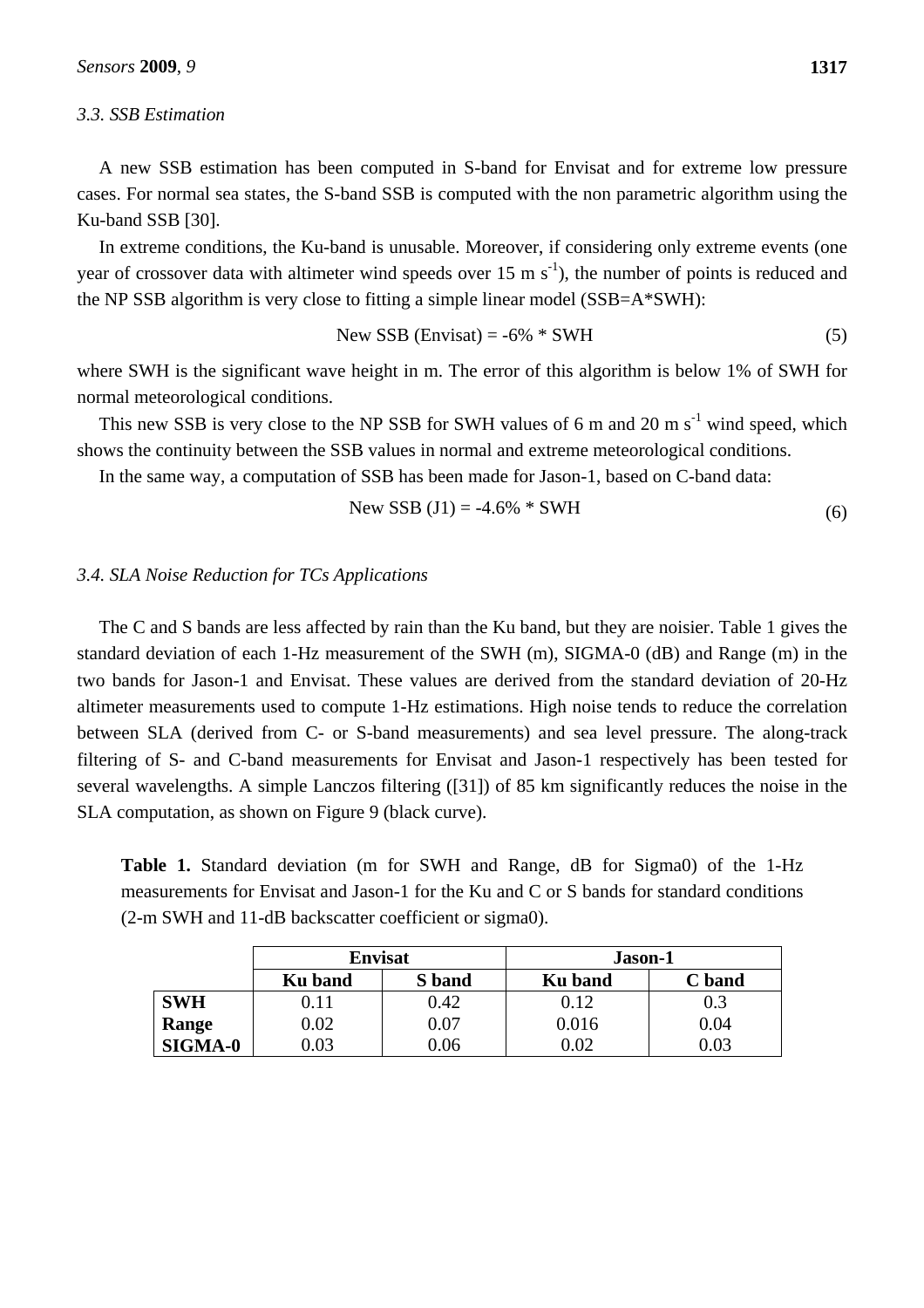### 3.3. SSB Estimation

A new SSB estimation has been computed in S-band for Envisat and for extreme low pressure cases. For normal sea states, the S-band SSB is computed with the non parametric algorithm using the Ku-band SSB [30].

In extreme conditions, the Ku-band is unusable. Moreover, if considering only extreme events (one year of crossover data with altimeter wind speeds over 15 m $s^{-1}$), the number of points is reduced and the NP SSB algorithm is very close to fitting a simple linear model (SSB=A*SWH):

$$\text{New SSB (Envisat)} = -6\% * \text{SWH} \quad (5)$$

where SWH is the significant wave height in m. The error of this algorithm is below 1% of SWH for normal meteorological conditions.

This new SSB is very close to the NP SSB for SWH values of 6 m and 20 m $s^{-1}$ wind speed, which shows the continuity between the SSB values in normal and extreme meteorological conditions.

In the same way, a computation of SSB has been made for Jason-1, based on C-band data:

$$\text{New SSB (J1)} = -4.6\% * \text{SWH} \quad (6)$$

### 3.4. SLA Noise Reduction for TCs Applications

The C and S bands are less affected by rain than the Ku band, but they are noisier. Table 1 gives the standard deviation of each 1-Hz measurement of the SWH (m), SIGMA-0 (dB) and Range (m) in the two bands for Jason-1 and Envisat. These values are derived from the standard deviation of 20-Hz altimeter measurements used to compute 1-Hz estimations. High noise tends to reduce the correlation between SLA (derived from C- or S-band measurements) and sea level pressure. The along-track filtering of S- and C-band measurements for Envisat and Jason-1 respectively has been tested for several wavelengths. A simple Lanczos filtering ([31]) of 85 km significantly reduces the noise in the SLA computation, as shown on Figure 9 (black curve).

**Table 1.** Standard deviation (m for SWH and Range, dB for Sigma0) of the 1-Hz measurements for Envisat and Jason-1 for the Ku and C or S bands for standard conditions (2-m SWH and 11-dB backscatter coefficient or sigma0).

| | Envisat | | Jason-1 | |
|---|---|---|---|---|
| | **Ku band** | **S band** | **Ku band** | **C band** |
| **SWH** | 0.11 | 0.42 | 0.12 | 0.3 |
| **Range** | 0.02 | 0.07 | 0.016 | 0.04 |
| **SIGMA-0** | 0.03 | 0.06 | 0.02 | 0.03 |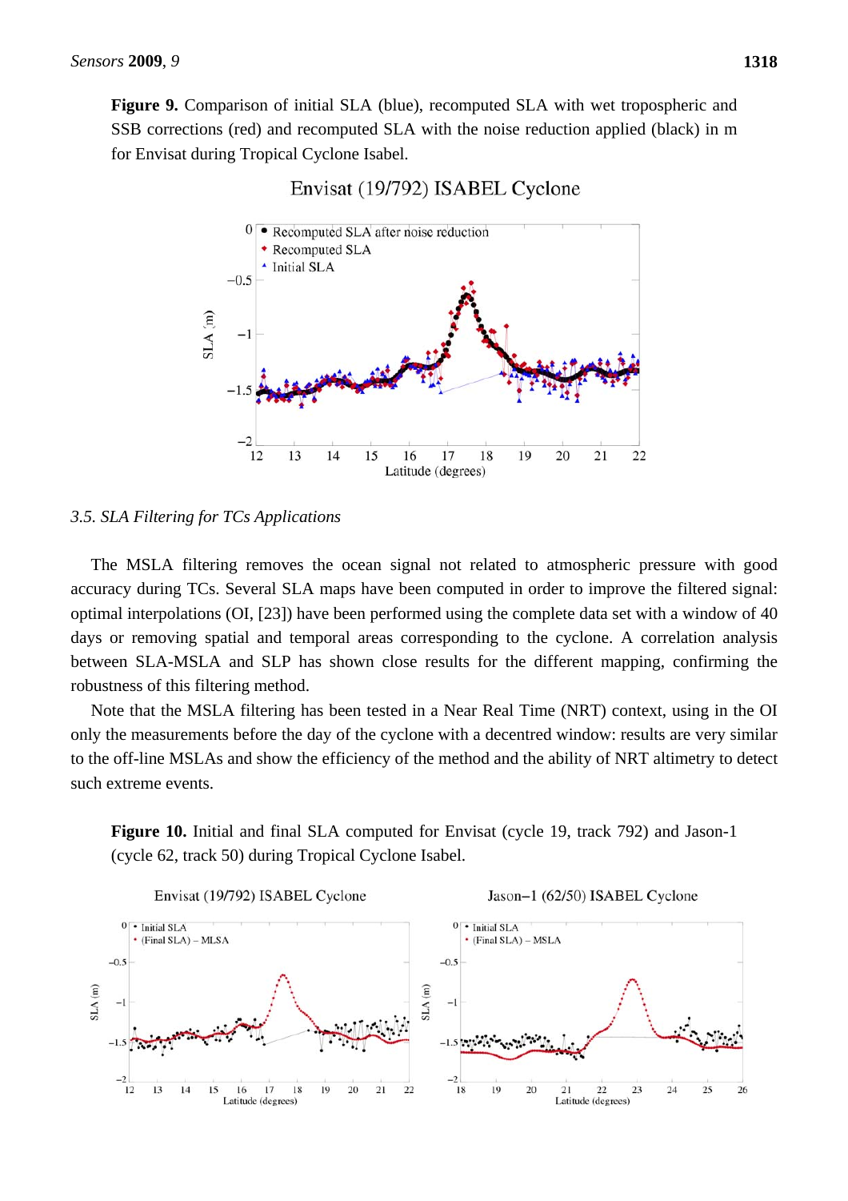**Figure 9.** Comparison of initial SLA (blue), recomputed SLA with wet tropospheric and SSB corrections (red) and recomputed SLA with the noise reduction applied (black) in m for Envisat during Tropical Cyclone Isabel.

*3.5. SLA Filtering for TCs Applications*

The MSLA filtering removes the ocean signal not related to atmospheric pressure with good accuracy during TCs. Several SLA maps have been computed in order to improve the filtered signal: optimal interpolations (OI, [23]) have been performed using the complete data set with a window of 40 days or removing spatial and temporal areas corresponding to the cyclone. A correlation analysis between SLA-MSLA and SLP has shown close results for the different mapping, confirming the robustness of this filtering method.

Note that the MSLA filtering has been tested in a Near Real Time (NRT) context, using in the OI only the measurements before the day of the cyclone with a decentred window: results are very similar to the off-line MSLAs and show the efficiency of the method and the ability of NRT altimetry to detect such extreme events.

**Figure 10.** Initial and final SLA computed for Envisat (cycle 19, track 792) and Jason-1 (cycle 62, track 50) during Tropical Cyclone Isabel.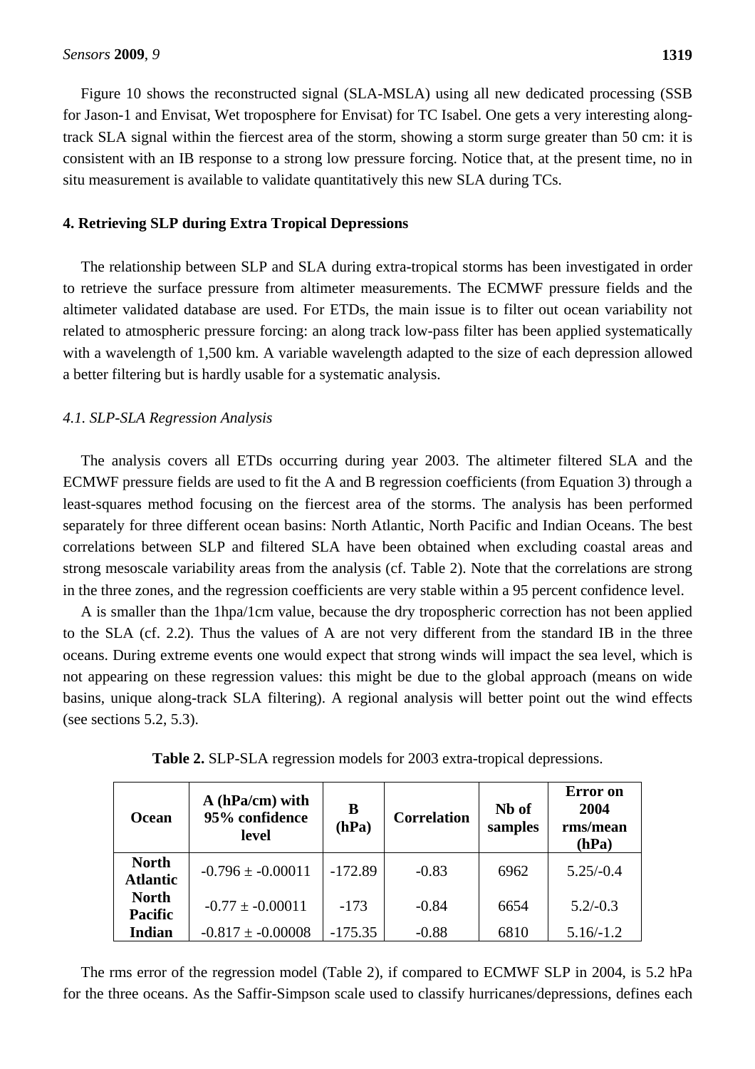Figure 10 shows the reconstructed signal (SLA-MSLA) using all new dedicated processing (SSB for Jason-1 and Envisat, Wet troposphere for Envisat) for TC Isabel. One gets a very interesting along-track SLA signal within the fiercest area of the storm, showing a storm surge greater than 50 cm: it is consistent with an IB response to a strong low pressure forcing. Notice that, at the present time, no in situ measurement is available to validate quantitatively this new SLA during TCs.

## 4. Retrieving SLP during Extra Tropical Depressions

The relationship between SLP and SLA during extra-tropical storms has been investigated in order to retrieve the surface pressure from altimeter measurements. The ECMWF pressure fields and the altimeter validated database are used. For ETDs, the main issue is to filter out ocean variability not related to atmospheric pressure forcing: an along track low-pass filter has been applied systematically with a wavelength of 1,500 km. A variable wavelength adapted to the size of each depression allowed a better filtering but is hardly usable for a systematic analysis.

### *4.1. SLP-SLA Regression Analysis*

The analysis covers all ETDs occurring during year 2003. The altimeter filtered SLA and the ECMWF pressure fields are used to fit the A and B regression coefficients (from Equation 3) through a least-squares method focusing on the fiercest area of the storms. The analysis has been performed separately for three different ocean basins: North Atlantic, North Pacific and Indian Oceans. The best correlations between SLP and filtered SLA have been obtained when excluding coastal areas and strong mesoscale variability areas from the analysis (cf. Table 2). Note that the correlations are strong in the three zones, and the regression coefficients are very stable within a 95 percent confidence level.

A is smaller than the 1hpa/1cm value, because the dry tropospheric correction has not been applied to the SLA (cf. 2.2). Thus the values of A are not very different from the standard IB in the three oceans. During extreme events one would expect that strong winds will impact the sea level, which is not appearing on these regression values: this might be due to the global approach (means on wide basins, unique along-track SLA filtering). A regional analysis will better point out the wind effects (see sections 5.2, 5.3).

**Table 2.** SLP-SLA regression models for 2003 extra-tropical depressions.

| Ocean | A (hPa/cm) with 95% confidence level | B (hPa) | Correlation | Nb of samples | Error on 2004 rms/mean (hPa) |
|---|---|---|---|---|---|
| **North Atlantic** | -0.796 ± -0.00011 | -172.89 | -0.83 | 6962 | 5.25/-0.4 |
| **North Pacific** | -0.77 ± -0.00011 | -173 | -0.84 | 6654 | 5.2/-0.3 |
| **Indian** | -0.817 ± -0.00008 | -175.35 | -0.88 | 6810 | 5.16/-1.2 |

The rms error of the regression model (Table 2), if compared to ECMWF SLP in 2004, is 5.2 hPa for the three oceans. As the Saffir-Simpson scale used to classify hurricanes/depressions, defines each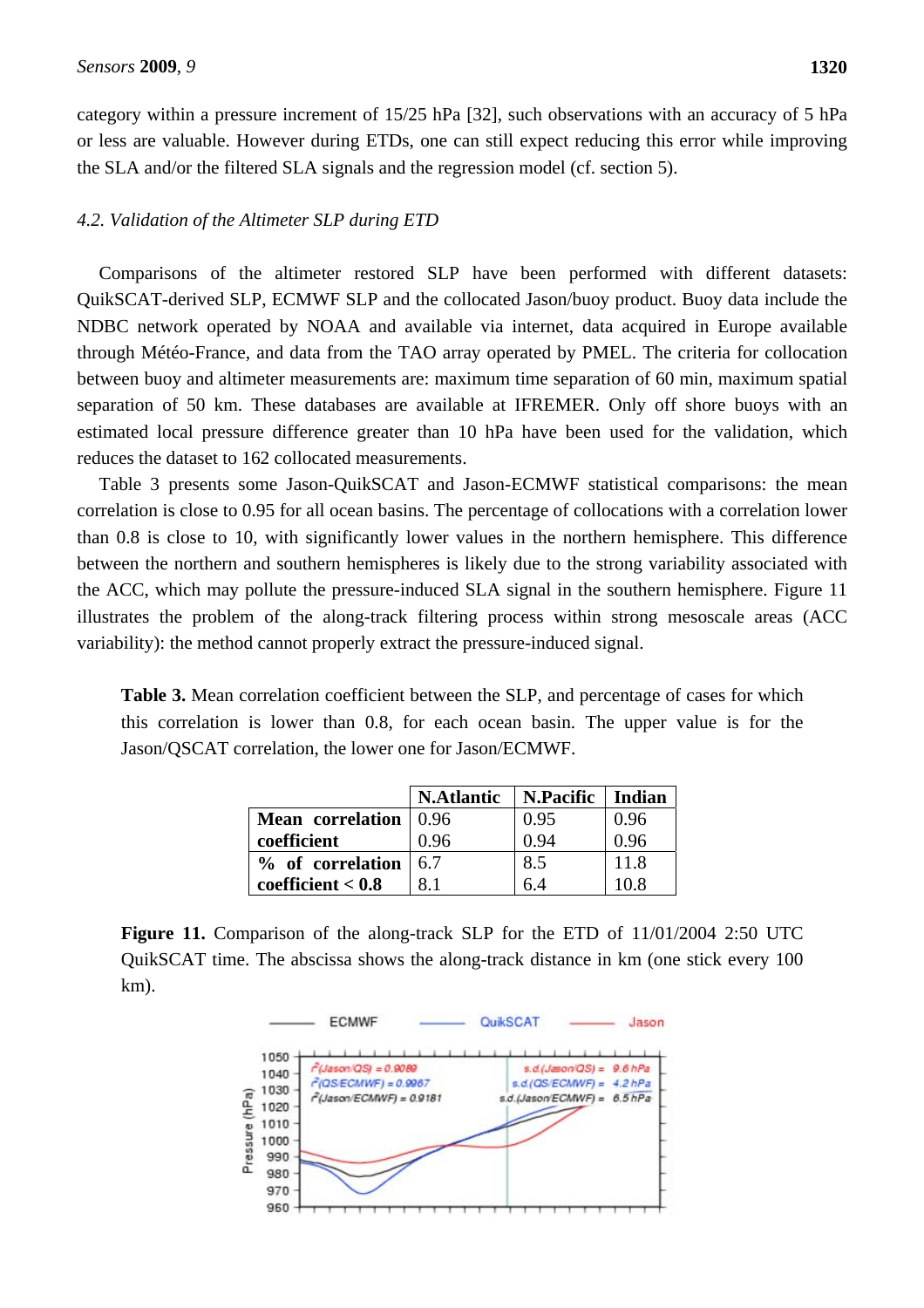category within a pressure increment of 15/25 hPa [32], such observations with an accuracy of 5 hPa or less are valuable. However during ETDs, one can still expect reducing this error while improving the SLA and/or the filtered SLA signals and the regression model (cf. section 5).

### *4.2. Validation of the Altimeter SLP during ETD*

Comparisons of the altimeter restored SLP have been performed with different datasets: QuikSCAT-derived SLP, ECMWF SLP and the collocated Jason/buoy product. Buoy data include the NDBC network operated by NOAA and available via internet, data acquired in Europe available through Météo-France, and data from the TAO array operated by PMEL. The criteria for collocation between buoy and altimeter measurements are: maximum time separation of 60 min, maximum spatial separation of 50 km. These databases are available at IFREMER. Only off shore buoys with an estimated local pressure difference greater than 10 hPa have been used for the validation, which reduces the dataset to 162 collocated measurements.

Table 3 presents some Jason-QuikSCAT and Jason-ECMWF statistical comparisons: the mean correlation is close to 0.95 for all ocean basins. The percentage of collocations with a correlation lower than 0.8 is close to 10, with significantly lower values in the northern hemisphere. This difference between the northern and southern hemispheres is likely due to the strong variability associated with the ACC, which may pollute the pressure-induced SLA signal in the southern hemisphere. Figure 11 illustrates the problem of the along-track filtering process within strong mesoscale areas (ACC variability): the method cannot properly extract the pressure-induced signal.

**Table 3.** Mean correlation coefficient between the SLP, and percentage of cases for which this correlation is lower than 0.8, for each ocean basin. The upper value is for the Jason/QSCAT correlation, the lower one for Jason/ECMWF.

| | **N.Atlantic** | **N.Pacific** | **Indian** |
|---|---|---|---|
| **Mean correlation coefficient** | 0.96<br>0.96 | 0.95<br>0.94 | 0.96<br>0.96 |
| **% of correlation coefficient < 0.8** | 6.7<br>8.1 | 8.5<br>6.4 | 11.8<br>10.8 |

**Figure 11.** Comparison of the along-track SLP for the ETD of 11/01/2004 2:50 UTC QuikSCAT time. The abscissa shows the along-track distance in km (one stick every 100 km).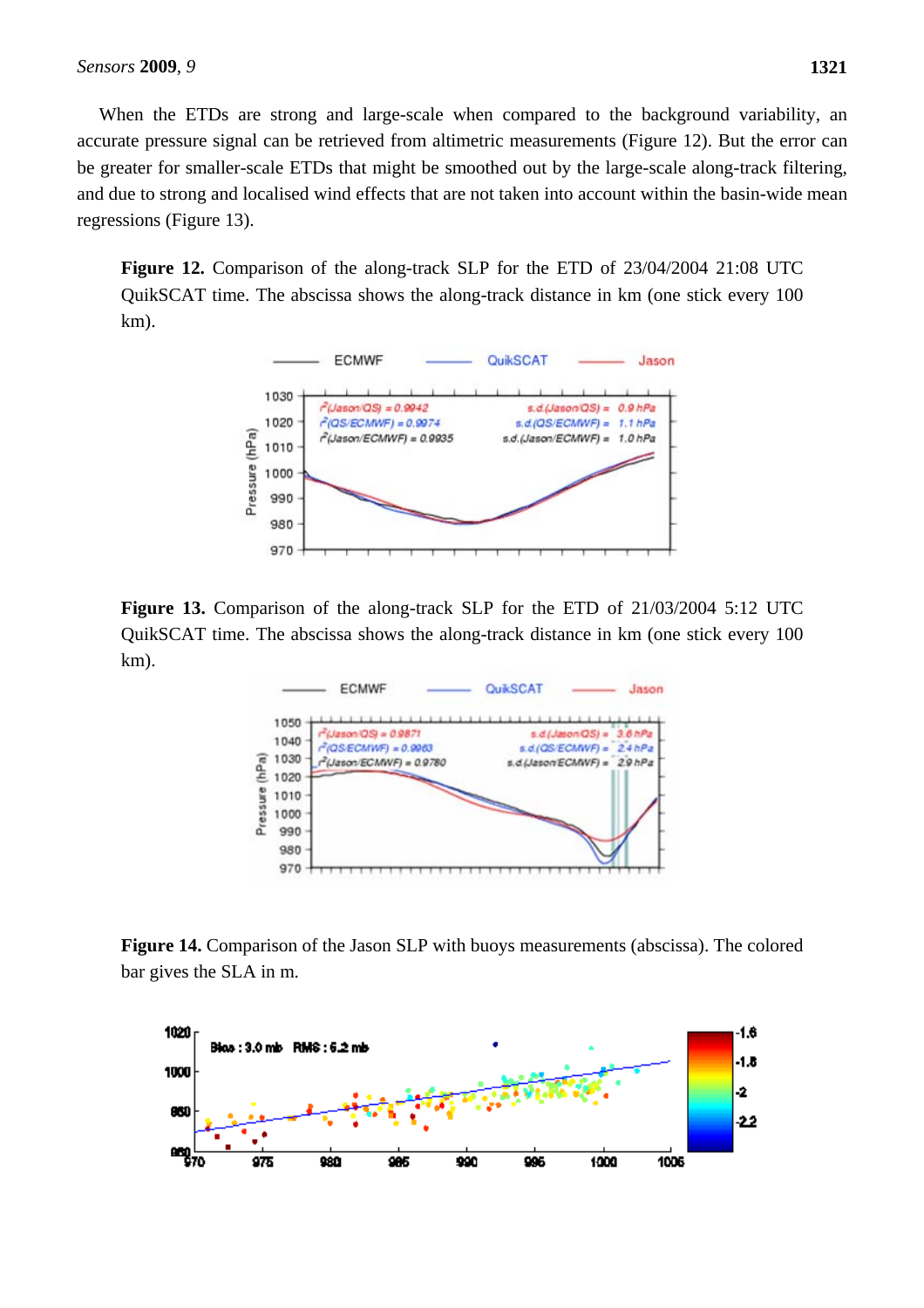When the ETDs are strong and large-scale when compared to the background variability, an accurate pressure signal can be retrieved from altimetric measurements (Figure 12). But the error can be greater for smaller-scale ETDs that might be smoothed out by the large-scale along-track filtering, and due to strong and localised wind effects that are not taken into account within the basin-wide mean regressions (Figure 13).

**Figure 12.** Comparison of the along-track SLP for the ETD of 23/04/2004 21:08 UTC QuikSCAT time. The abscissa shows the along-track distance in km (one stick every 100 km).

**Figure 13.** Comparison of the along-track SLP for the ETD of 21/03/2004 5:12 UTC QuikSCAT time. The abscissa shows the along-track distance in km (one stick every 100 km).

**Figure 14.** Comparison of the Jason SLP with buoys measurements (abscissa). The colored bar gives the SLA in m.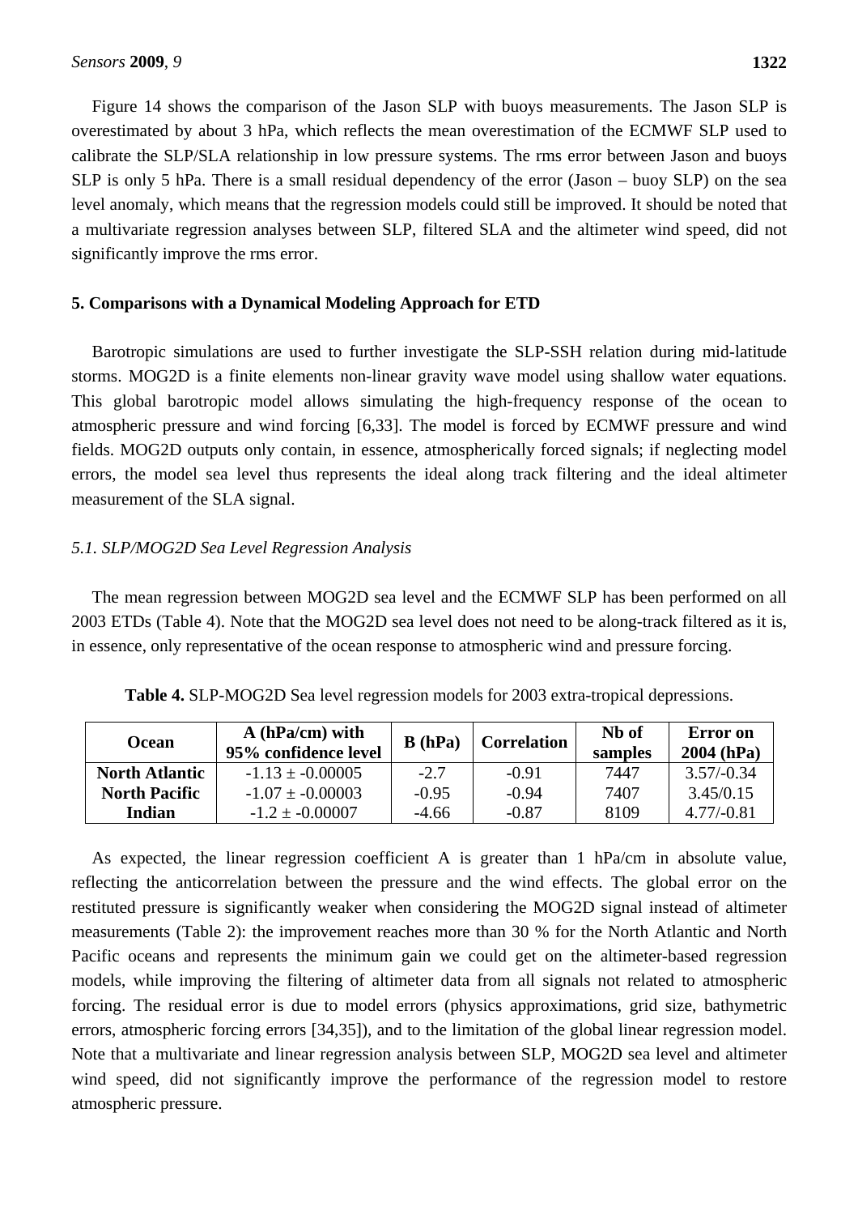Figure 14 shows the comparison of the Jason SLP with buoys measurements. The Jason SLP is overestimated by about 3 hPa, which reflects the mean overestimation of the ECMWF SLP used to calibrate the SLP/SLA relationship in low pressure systems. The rms error between Jason and buoys SLP is only 5 hPa. There is a small residual dependency of the error (Jason – buoy SLP) on the sea level anomaly, which means that the regression models could still be improved. It should be noted that a multivariate regression analyses between SLP, filtered SLA and the altimeter wind speed, did not significantly improve the rms error.

## 5. Comparisons with a Dynamical Modeling Approach for ETD

Barotropic simulations are used to further investigate the SLP-SSH relation during mid-latitude storms. MOG2D is a finite elements non-linear gravity wave model using shallow water equations. This global barotropic model allows simulating the high-frequency response of the ocean to atmospheric pressure and wind forcing [6,33]. The model is forced by ECMWF pressure and wind fields. MOG2D outputs only contain, in essence, atmospherically forced signals; if neglecting model errors, the model sea level thus represents the ideal along track filtering and the ideal altimeter measurement of the SLA signal.

### *5.1. SLP/MOG2D Sea Level Regression Analysis*

The mean regression between MOG2D sea level and the ECMWF SLP has been performed on all 2003 ETDs (Table 4). Note that the MOG2D sea level does not need to be along-track filtered as it is, in essence, only representative of the ocean response to atmospheric wind and pressure forcing.

**Table 4.** SLP-MOG2D Sea level regression models for 2003 extra-tropical depressions.

| Ocean | A (hPa/cm) with 95% confidence level | B (hPa) | Correlation | Nb of samples | Error on 2004 (hPa) |
|---|---|---|---|---|---|
| **North Atlantic** | -1.13 ± -0.00005 | -2.7 | -0.91 | 7447 | 3.57/-0.34 |
| **North Pacific** | -1.07 ± -0.00003 | -0.95 | -0.94 | 7407 | 3.45/0.15 |
| **Indian** | -1.2 ± -0.00007 | -4.66 | -0.87 | 8109 | 4.77/-0.81 |

As expected, the linear regression coefficient A is greater than 1 hPa/cm in absolute value, reflecting the anticorrelation between the pressure and the wind effects. The global error on the restituted pressure is significantly weaker when considering the MOG2D signal instead of altimeter measurements (Table 2): the improvement reaches more than 30 % for the North Atlantic and North Pacific oceans and represents the minimum gain we could get on the altimeter-based regression models, while improving the filtering of altimeter data from all signals not related to atmospheric forcing. The residual error is due to model errors (physics approximations, grid size, bathymetric errors, atmospheric forcing errors [34,35]), and to the limitation of the global linear regression model. Note that a multivariate and linear regression analysis between SLP, MOG2D sea level and altimeter wind speed, did not significantly improve the performance of the regression model to restore atmospheric pressure.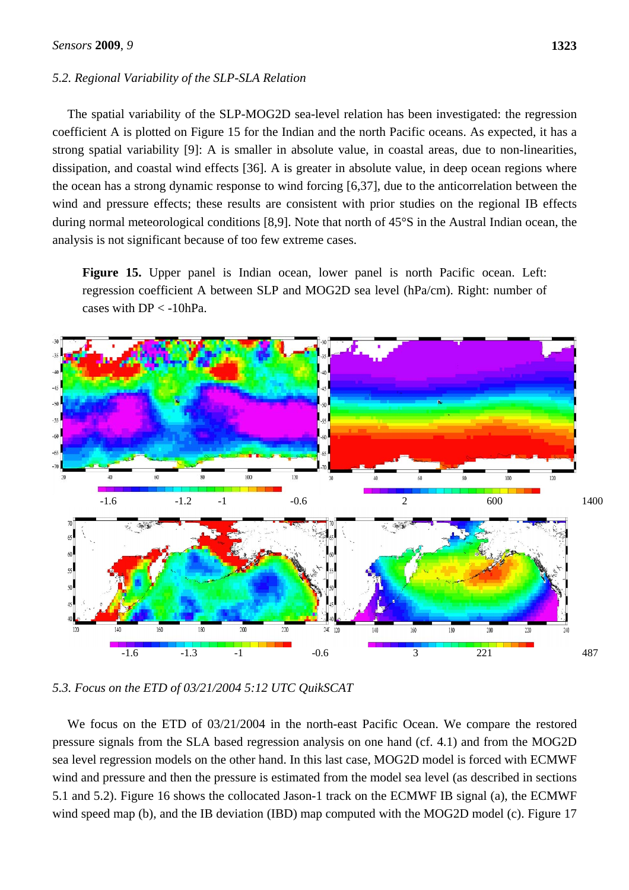### *5.2. Regional Variability of the SLP-SLA Relation*

The spatial variability of the SLP-MOG2D sea-level relation has been investigated: the regression coefficient A is plotted on Figure 15 for the Indian and the north Pacific oceans. As expected, it has a strong spatial variability [9]: A is smaller in absolute value, in coastal areas, due to non-linearities, dissipation, and coastal wind effects [36]. A is greater in absolute value, in deep ocean regions where the ocean has a strong dynamic response to wind forcing [6,37], due to the anticorrelation between the wind and pressure effects; these results are consistent with prior studies on the regional IB effects during normal meteorological conditions [8,9]. Note that north of 45°S in the Austral Indian ocean, the analysis is not significant because of too few extreme cases.

**Figure 15.** Upper panel is Indian ocean, lower panel is north Pacific ocean. Left: regression coefficient A between SLP and MOG2D sea level (hPa/cm). Right: number of cases with DP < -10hPa.

### *5.3. Focus on the ETD of 03/21/2004 5:12 UTC QuikSCAT*

We focus on the ETD of 03/21/2004 in the north-east Pacific Ocean. We compare the restored pressure signals from the SLA based regression analysis on one hand (cf. 4.1) and from the MOG2D sea level regression models on the other hand. In this last case, MOG2D model is forced with ECMWF wind and pressure and then the pressure is estimated from the model sea level (as described in sections 5.1 and 5.2). Figure 16 shows the collocated Jason-1 track on the ECMWF IB signal (a), the ECMWF wind speed map (b), and the IB deviation (IBD) map computed with the MOG2D model (c). Figure 17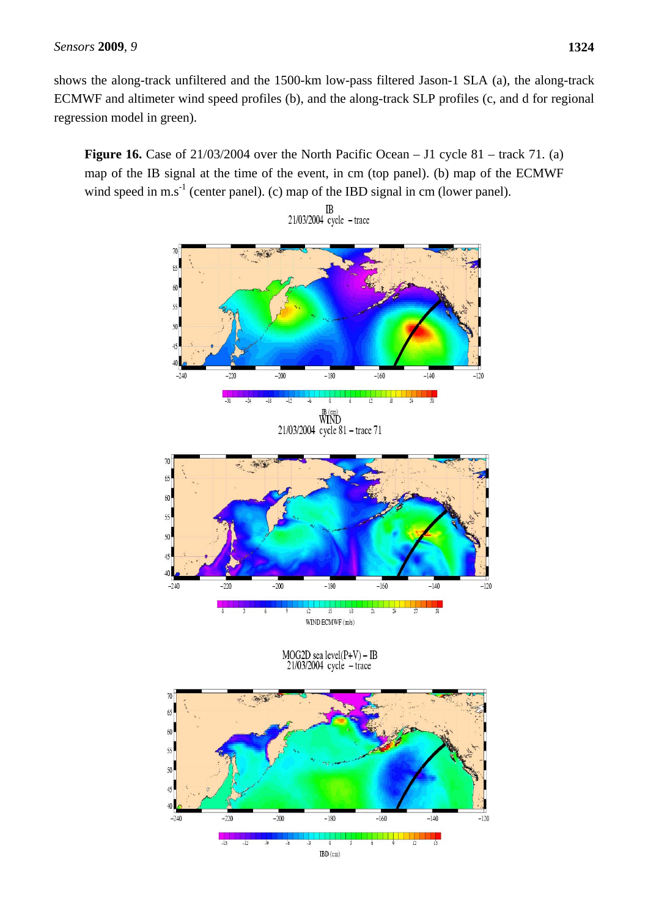shows the along-track unfiltered and the 1500-km low-pass filtered Jason-1 SLA (a), the along-track ECMWF and altimeter wind speed profiles (b), and the along-track SLP profiles (c, and d for regional regression model in green).

**Figure 16.** Case of 21/03/2004 over the North Pacific Ocean – J1 cycle 81 – track 71. (a) map of the IB signal at the time of the event, in cm (top panel). (b) map of the ECMWF wind speed in $m.s^{-1}$ (center panel). (c) map of the IBD signal in cm (lower panel).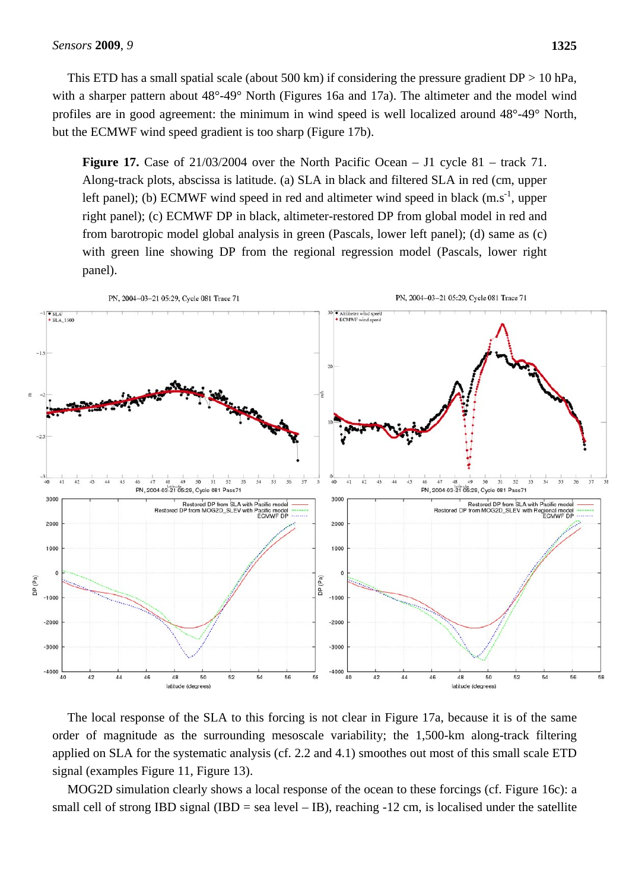This ETD has a small spatial scale (about 500 km) if considering the pressure gradient DP > 10 hPa, with a sharper pattern about 48°-49° North (Figures 16a and 17a). The altimeter and the model wind profiles are in good agreement: the minimum in wind speed is well localized around 48°-49° North, but the ECMWF wind speed gradient is too sharp (Figure 17b).

**Figure 17.** Case of 21/03/2004 over the North Pacific Ocean – J1 cycle 81 – track 71. Along-track plots, abscissa is latitude. (a) SLA in black and filtered SLA in red (cm, upper left panel); (b) ECMWF wind speed in red and altimeter wind speed in black ($m.s^{-1}$, upper right panel); (c) ECMWF DP in black, altimeter-restored DP from global model in red and from barotropic model global analysis in green (Pascals, lower left panel); (d) same as (c) with green line showing DP from the regional regression model (Pascals, lower right panel).

The local response of the SLA to this forcing is not clear in Figure 17a, because it is of the same order of magnitude as the surrounding mesoscale variability; the 1,500-km along-track filtering applied on SLA for the systematic analysis (cf. 2.2 and 4.1) smoothes out most of this small scale ETD signal (examples Figure 11, Figure 13).

MOG2D simulation clearly shows a local response of the ocean to these forcings (cf. Figure 16c): a small cell of strong IBD signal (IBD = sea level – IB), reaching -12 cm, is localised under the satellite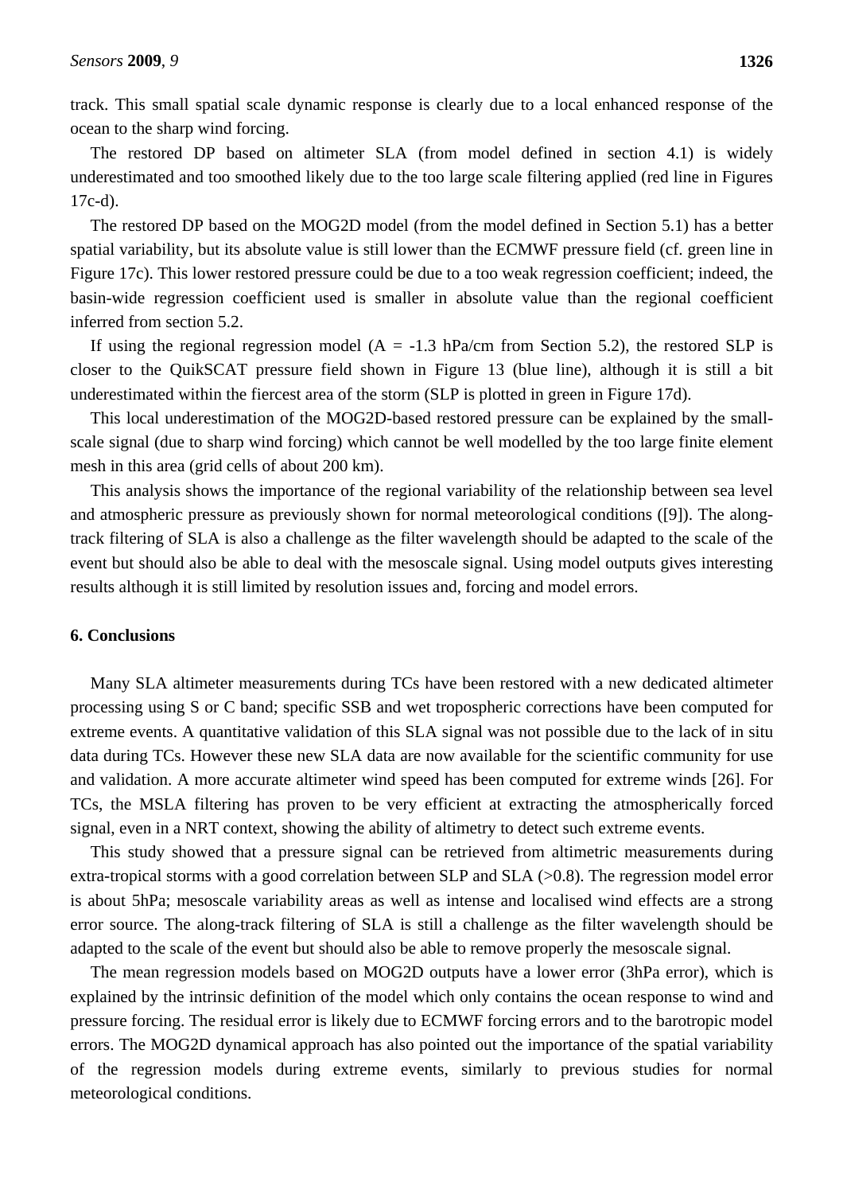track. This small spatial scale dynamic response is clearly due to a local enhanced response of the ocean to the sharp wind forcing.

The restored DP based on altimeter SLA (from model defined in section 4.1) is widely underestimated and too smoothed likely due to the too large scale filtering applied (red line in Figures 17c-d).

The restored DP based on the MOG2D model (from the model defined in Section 5.1) has a better spatial variability, but its absolute value is still lower than the ECMWF pressure field (cf. green line in Figure 17c). This lower restored pressure could be due to a too weak regression coefficient; indeed, the basin-wide regression coefficient used is smaller in absolute value than the regional coefficient inferred from section 5.2.

If using the regional regression model (A = -1.3 hPa/cm from Section 5.2), the restored SLP is closer to the QuikSCAT pressure field shown in Figure 13 (blue line), although it is still a bit underestimated within the fiercest area of the storm (SLP is plotted in green in Figure 17d).

This local underestimation of the MOG2D-based restored pressure can be explained by the small-scale signal (due to sharp wind forcing) which cannot be well modelled by the too large finite element mesh in this area (grid cells of about 200 km).

This analysis shows the importance of the regional variability of the relationship between sea level and atmospheric pressure as previously shown for normal meteorological conditions ([9]). The along-track filtering of SLA is also a challenge as the filter wavelength should be adapted to the scale of the event but should also be able to deal with the mesoscale signal. Using model outputs gives interesting results although it is still limited by resolution issues and, forcing and model errors.

## 6. Conclusions

Many SLA altimeter measurements during TCs have been restored with a new dedicated altimeter processing using S or C band; specific SSB and wet tropospheric corrections have been computed for extreme events. A quantitative validation of this SLA signal was not possible due to the lack of in situ data during TCs. However these new SLA data are now available for the scientific community for use and validation. A more accurate altimeter wind speed has been computed for extreme winds [26]. For TCs, the MSLA filtering has proven to be very efficient at extracting the atmospherically forced signal, even in a NRT context, showing the ability of altimetry to detect such extreme events.

This study showed that a pressure signal can be retrieved from altimetric measurements during extra-tropical storms with a good correlation between SLP and SLA (>0.8). The regression model error is about 5hPa; mesoscale variability areas as well as intense and localised wind effects are a strong error source. The along-track filtering of SLA is still a challenge as the filter wavelength should be adapted to the scale of the event but should also be able to remove properly the mesoscale signal.

The mean regression models based on MOG2D outputs have a lower error (3hPa error), which is explained by the intrinsic definition of the model which only contains the ocean response to wind and pressure forcing. The residual error is likely due to ECMWF forcing errors and to the barotropic model errors. The MOG2D dynamical approach has also pointed out the importance of the spatial variability of the regression models during extreme events, similarly to previous studies for normal meteorological conditions.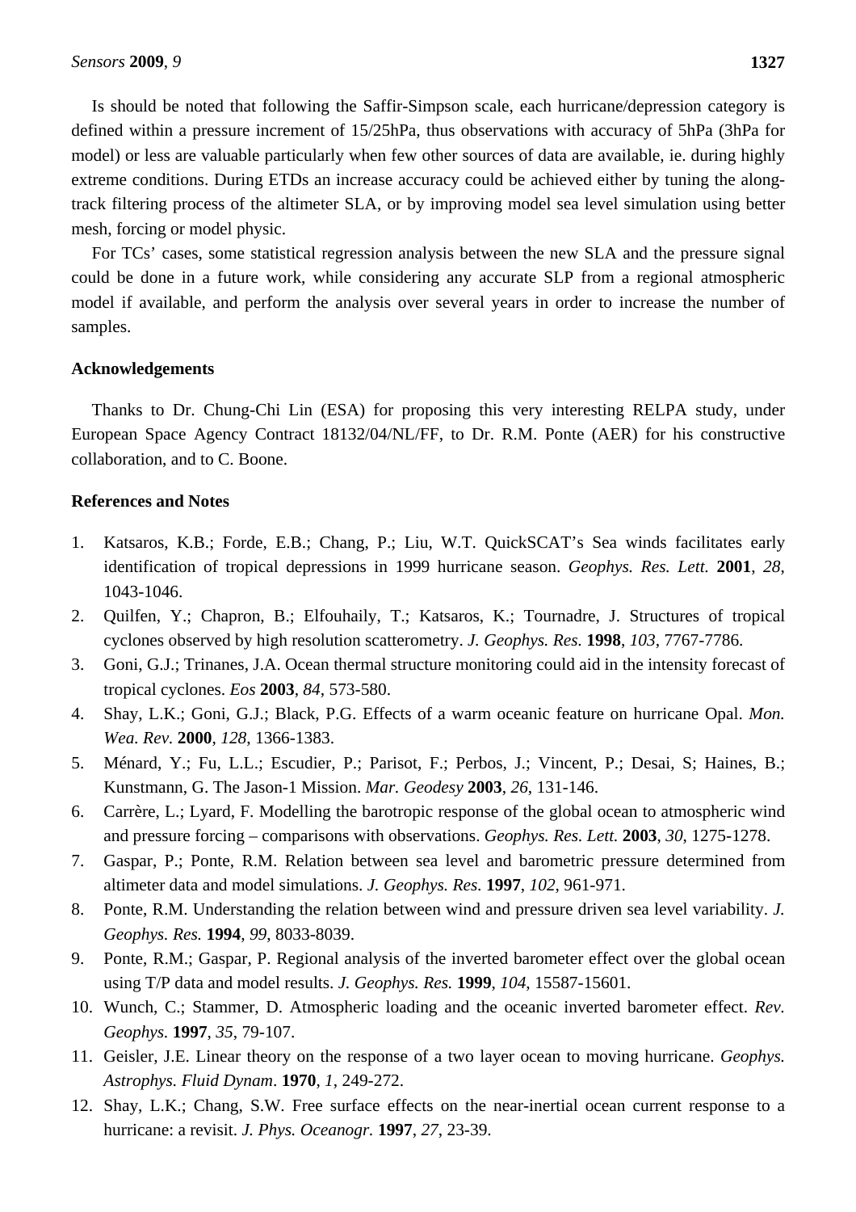Is should be noted that following the Saffir-Simpson scale, each hurricane/depression category is defined within a pressure increment of 15/25hPa, thus observations with accuracy of 5hPa (3hPa for model) or less are valuable particularly when few other sources of data are available, ie. during highly extreme conditions. During ETDs an increase accuracy could be achieved either by tuning the along-track filtering process of the altimeter SLA, or by improving model sea level simulation using better mesh, forcing or model physic.

For TCs' cases, some statistical regression analysis between the new SLA and the pressure signal could be done in a future work, while considering any accurate SLP from a regional atmospheric model if available, and perform the analysis over several years in order to increase the number of samples.

## Acknowledgements

Thanks to Dr. Chung-Chi Lin (ESA) for proposing this very interesting RELPA study, under European Space Agency Contract 18132/04/NL/FF, to Dr. R.M. Ponte (AER) for his constructive collaboration, and to C. Boone.

## References and Notes

1. Katsaros, K.B.; Forde, E.B.; Chang, P.; Liu, W.T. QuickSCAT's Sea winds facilitates early identification of tropical depressions in 1999 hurricane season. *Geophys. Res. Lett.* **2001**, *28*, 1043-1046.
2. Quilfen, Y.; Chapron, B.; Elfouhaily, T.; Katsaros, K.; Tournadre, J. Structures of tropical cyclones observed by high resolution scatterometry. *J. Geophys. Res.* **1998**, *103*, 7767-7786.
3. Goni, G.J.; Trinanes, J.A. Ocean thermal structure monitoring could aid in the intensity forecast of tropical cyclones. *Eos* **2003**, *84*, 573-580.
4. Shay, L.K.; Goni, G.J.; Black, P.G. Effects of a warm oceanic feature on hurricane Opal. *Mon. Wea. Rev.* **2000**, *128*, 1366-1383.
5. Ménard, Y.; Fu, L.L.; Escudier, P.; Parisot, F.; Perbos, J.; Vincent, P.; Desai, S; Haines, B.; Kunstmann, G. The Jason-1 Mission. *Mar. Geodesy* **2003**, *26*, 131-146.
6. Carrère, L.; Lyard, F. Modelling the barotropic response of the global ocean to atmospheric wind and pressure forcing – comparisons with observations. *Geophys. Res. Lett.* **2003**, *30*, 1275-1278.
7. Gaspar, P.; Ponte, R.M. Relation between sea level and barometric pressure determined from altimeter data and model simulations. *J. Geophys. Res.* **1997**, *102*, 961-971.
8. Ponte, R.M. Understanding the relation between wind and pressure driven sea level variability. *J. Geophys. Res.* **1994**, *99*, 8033-8039.
9. Ponte, R.M.; Gaspar, P. Regional analysis of the inverted barometer effect over the global ocean using T/P data and model results. *J. Geophys. Res.* **1999**, *104*, 15587-15601.
10. Wunch, C.; Stammer, D. Atmospheric loading and the oceanic inverted barometer effect. *Rev. Geophys.* **1997**, *35*, 79-107.
11. Geisler, J.E. Linear theory on the response of a two layer ocean to moving hurricane. *Geophys. Astrophys. Fluid Dynam*. **1970**, *1*, 249-272.
12. Shay, L.K.; Chang, S.W. Free surface effects on the near-inertial ocean current response to a hurricane: a revisit. *J. Phys. Oceanogr.* **1997**, *27*, 23-39.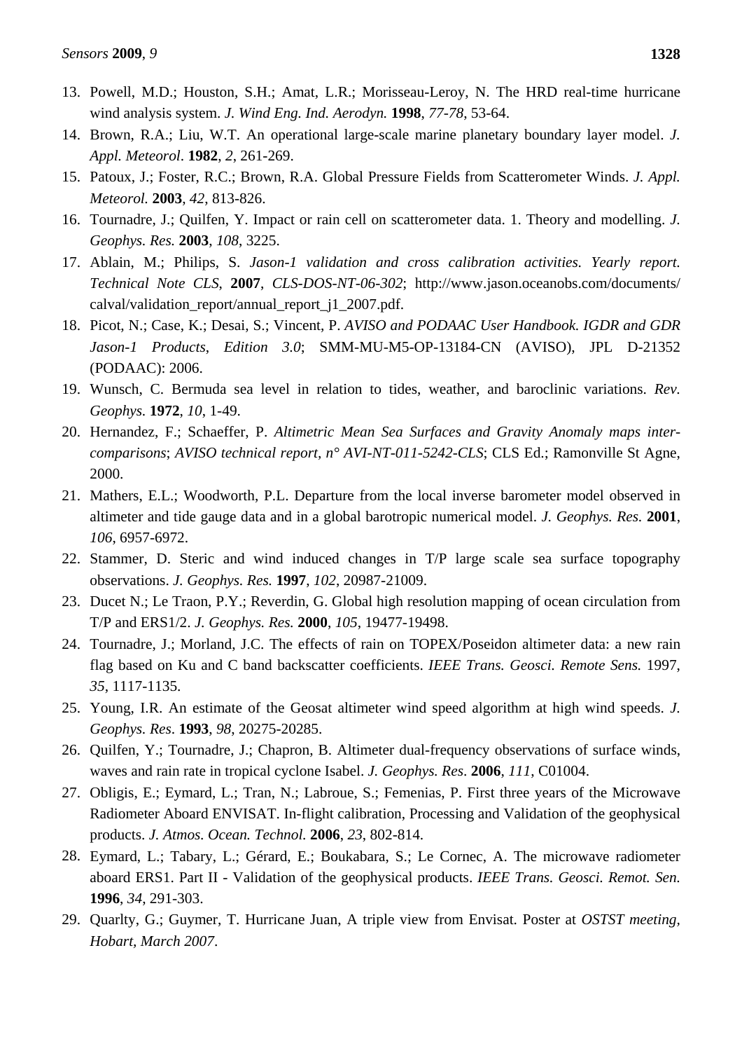13. Powell, M.D.; Houston, S.H.; Amat, L.R.; Morisseau-Leroy, N. The HRD real-time hurricane wind analysis system. *J. Wind Eng. Ind. Aerodyn.* **1998**, *77-78*, 53-64.
14. Brown, R.A.; Liu, W.T. An operational large-scale marine planetary boundary layer model. *J. Appl. Meteorol*. **1982**, *2*, 261-269.
15. Patoux, J.; Foster, R.C.; Brown, R.A. Global Pressure Fields from Scatterometer Winds. *J. Appl. Meteorol.* **2003**, *42*, 813-826.
16. Tournadre, J.; Quilfen, Y. Impact or rain cell on scatterometer data. 1. Theory and modelling. *J. Geophys. Res.* **2003**, *108*, 3225.
17. Ablain, M.; Philips, S. *Jason-1 validation and cross calibration activities. Yearly report. Technical Note CLS*, **2007**, *CLS-DOS-NT-06-302*; http://www.jason.oceanobs.com/documents/calval/validation_report/annual_report_j1_2007.pdf.
18. Picot, N.; Case, K.; Desai, S.; Vincent, P. *AVISO and PODAAC User Handbook. IGDR and GDR Jason-1 Products*, *Edition 3.0*; SMM-MU-M5-OP-13184-CN (AVISO), JPL D-21352 (PODAAC): 2006.
19. Wunsch, C. Bermuda sea level in relation to tides, weather, and baroclinic variations. *Rev. Geophys*. **1972**, *10*, 1-49.
20. Hernandez, F.; Schaeffer, P. *Altimetric Mean Sea Surfaces and Gravity Anomaly maps inter-comparisons*; *AVISO technical report, n° AVI-NT-011-5242-CLS*; CLS Ed.; Ramonville St Agne, 2000.
21. Mathers, E.L.; Woodworth, P.L. Departure from the local inverse barometer model observed in altimeter and tide gauge data and in a global barotropic numerical model. *J. Geophys. Res.* **2001**, *106*, 6957-6972.
22. Stammer, D. Steric and wind induced changes in T/P large scale sea surface topography observations. *J. Geophys. Res.* **1997**, *102*, 20987-21009.
23. Ducet N.; Le Traon, P.Y.; Reverdin, G. Global high resolution mapping of ocean circulation from T/P and ERS1/2. *J. Geophys. Res.* **2000**, *105*, 19477-19498.
24. Tournadre, J.; Morland, J.C. The effects of rain on TOPEX/Poseidon altimeter data: a new rain flag based on Ku and C band backscatter coefficients. *IEEE Trans. Geosci. Remote Sens.* 1997, *35*, 1117-1135.
25. Young, I.R. An estimate of the Geosat altimeter wind speed algorithm at high wind speeds. *J. Geophys. Res*. **1993**, *98*, 20275-20285.
26. Quilfen, Y.; Tournadre, J.; Chapron, B. Altimeter dual-frequency observations of surface winds, waves and rain rate in tropical cyclone Isabel. *J. Geophys. Res*. **2006**, *111*, C01004.
27. Obligis, E.; Eymard, L.; Tran, N.; Labroue, S.; Femenias, P. First three years of the Microwave Radiometer Aboard ENVISAT. In-flight calibration, Processing and Validation of the geophysical products. *J. Atmos. Ocean. Technol.* **2006**, *23*, 802-814.
28. Eymard, L.; Tabary, L.; Gérard, E.; Boukabara, S.; Le Cornec, A. The microwave radiometer aboard ERS1. Part II - Validation of the geophysical products. *IEEE Trans. Geosci. Remot. Sen.* **1996**, *34*, 291-303.
29. Quarlty, G.; Guymer, T. Hurricane Juan, A triple view from Envisat. Poster at *OSTST meeting, Hobart, March 2007*.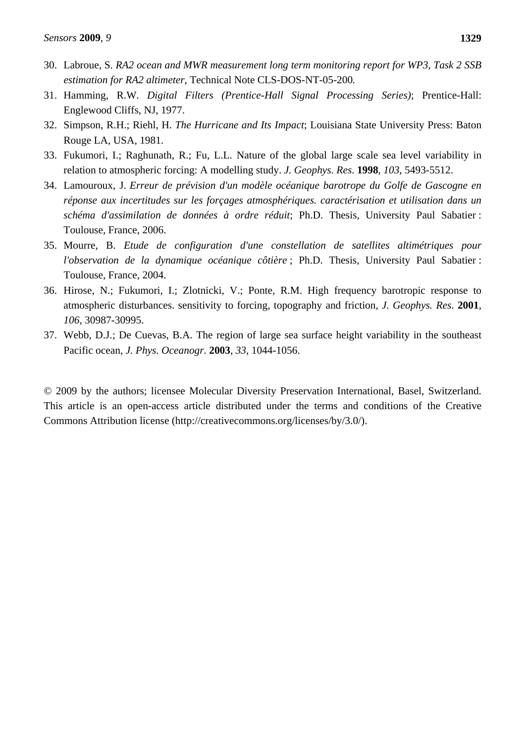30. Labroue, S. *RA2 ocean and MWR measurement long term monitoring report for WP3, Task 2 SSB estimation for RA2 altimeter*, Technical Note CLS-DOS-NT-05-200*.*
31. Hamming, R.W. *Digital Filters (Prentice-Hall Signal Processing Series)*; Prentice-Hall: Englewood Cliffs, NJ, 1977.
32. Simpson, R.H.; Riehl, H. *The Hurricane and Its Impact*; Louisiana State University Press: Baton Rouge LA, USA, 1981.
33. Fukumori, I.; Raghunath, R.; Fu, L.L. Nature of the global large scale sea level variability in relation to atmospheric forcing: A modelling study. *J. Geophys. Res*. **1998**, *103*, 5493-5512.
34. Lamouroux, J. *Erreur de prévision d'un modèle océanique barotrope du Golfe de Gascogne en réponse aux incertitudes sur les forçages atmosphériques. caractérisation et utilisation dans un schéma d'assimilation de données à ordre réduit*; Ph.D. Thesis, University Paul Sabatier : Toulouse, France, 2006.
35. Mourre, B. *Etude de configuration d'une constellation de satellites altimétriques pour l'observation de la dynamique océanique côtière* ; Ph.D. Thesis, University Paul Sabatier : Toulouse, France, 2004.
36. Hirose, N.; Fukumori, I.; Zlotnicki, V.; Ponte, R.M. High frequency barotropic response to atmospheric disturbances. sensitivity to forcing, topography and friction, *J. Geophys. Res*. **2001**, *106*, 30987-30995.
37. Webb, D.J.; De Cuevas, B.A. The region of large sea surface height variability in the southeast Pacific ocean, *J. Phys. Oceanogr*. **2003**, *33*, 1044-1056.

© 2009 by the authors; licensee Molecular Diversity Preservation International, Basel, Switzerland. This article is an open-access article distributed under the terms and conditions of the Creative Commons Attribution license (http://creativecommons.org/licenses/by/3.0/).